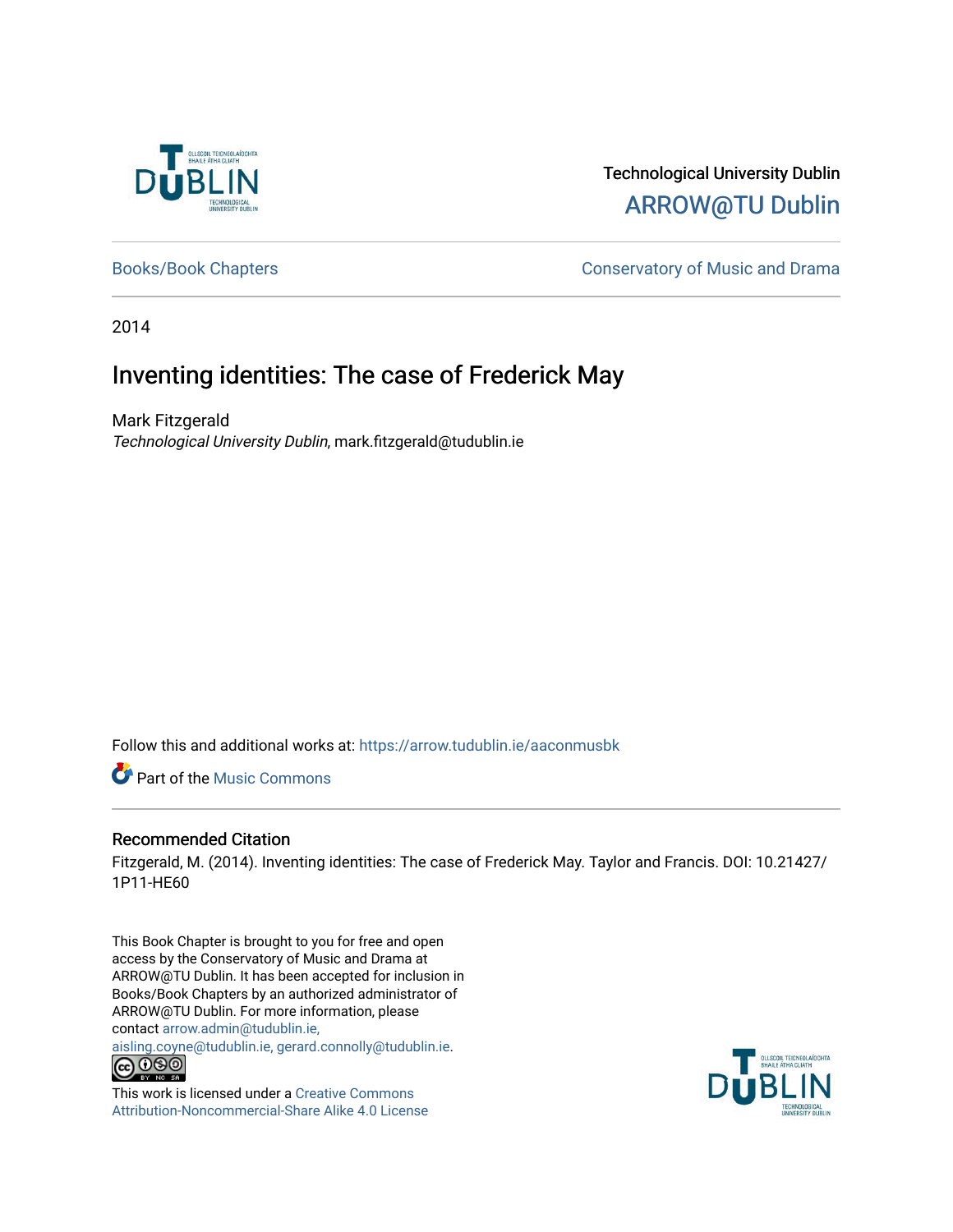Technological University Dublin

ARROW@TU Dublin

Books/Book Chapters

Conservatory of Music and Drama

2014

# Inventing identities: The case of Frederick May

Mark Fitzgerald

*Technological University Dublin*, mark.fitzgerald@tudublin.ie

Follow this and additional works at: https://arrow.tudublin.ie/aaconmusbk

Part of the Music Commons

## Recommended Citation

Fitzgerald, M. (2014). Inventing identities: The case of Frederick May. Taylor and Francis. DOI: 10.21427/1P11-HE60

This Book Chapter is brought to you for free and open access by the Conservatory of Music and Drama at ARROW@TU Dublin. It has been accepted for inclusion in Books/Book Chapters by an authorized administrator of ARROW@TU Dublin. For more information, please contact arrow.admin@tudublin.ie, aisling.coyne@tudublin.ie, gerard.connolly@tudublin.ie.

This work is licensed under a Creative Commons Attribution-Noncommercial-Share Alike 4.0 License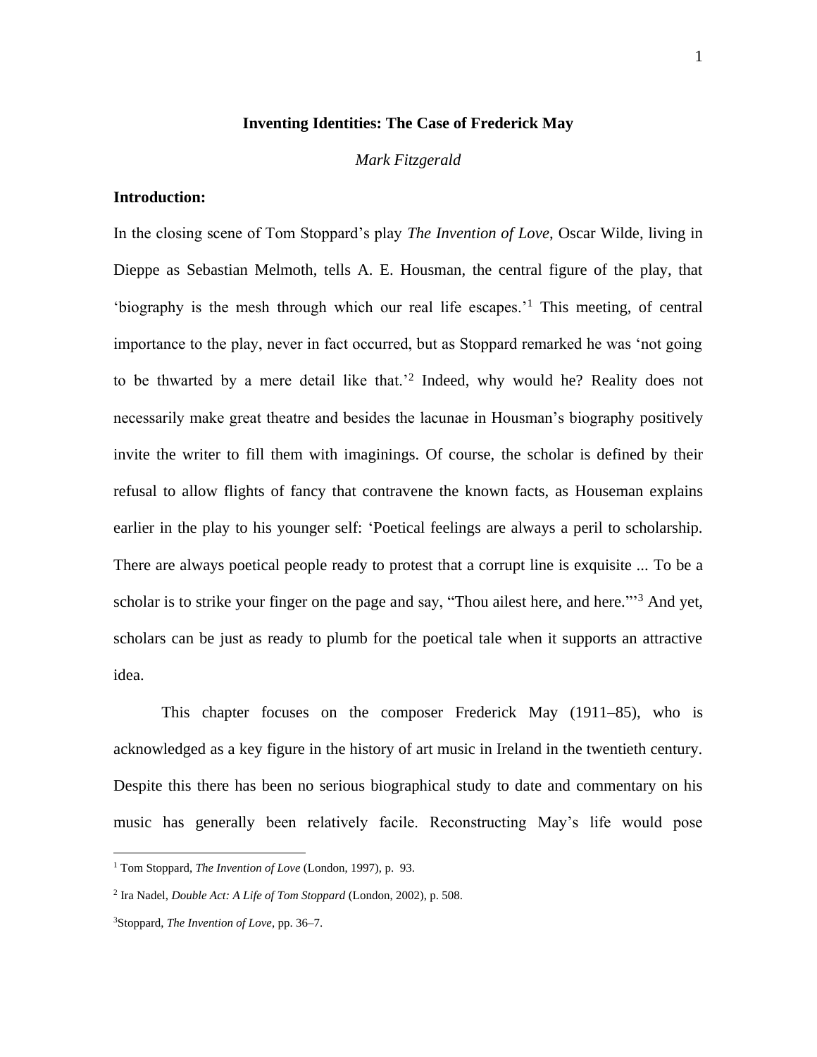**Inventing Identities: The Case of Frederick May**

*Mark Fitzgerald*

**Introduction:**

In the closing scene of Tom Stoppard's play *The Invention of Love*, Oscar Wilde, living in Dieppe as Sebastian Melmoth, tells A. E. Housman, the central figure of the play, that 'biography is the mesh through which our real life escapes.'[1] This meeting, of central importance to the play, never in fact occurred, but as Stoppard remarked he was 'not going to be thwarted by a mere detail like that.'[2] Indeed, why would he? Reality does not necessarily make great theatre and besides the lacunae in Housman's biography positively invite the writer to fill them with imaginings. Of course, the scholar is defined by their refusal to allow flights of fancy that contravene the known facts, as Houseman explains earlier in the play to his younger self: 'Poetical feelings are always a peril to scholarship. There are always poetical people ready to protest that a corrupt line is exquisite ... To be a scholar is to strike your finger on the page and say, "Thou ailest here, and here."'[3] And yet, scholars can be just as ready to plumb for the poetical tale when it supports an attractive idea.

This chapter focuses on the composer Frederick May (1911–85), who is acknowledged as a key figure in the history of art music in Ireland in the twentieth century. Despite this there has been no serious biographical study to date and commentary on his music has generally been relatively facile. Reconstructing May's life would pose

[1] Tom Stoppard, *The Invention of Love* (London, 1997), p. 93.

[2] Ira Nadel, *Double Act: A Life of Tom Stoppard* (London, 2002), p. 508.

[3] Stoppard, *The Invention of Love*, pp. 36–7.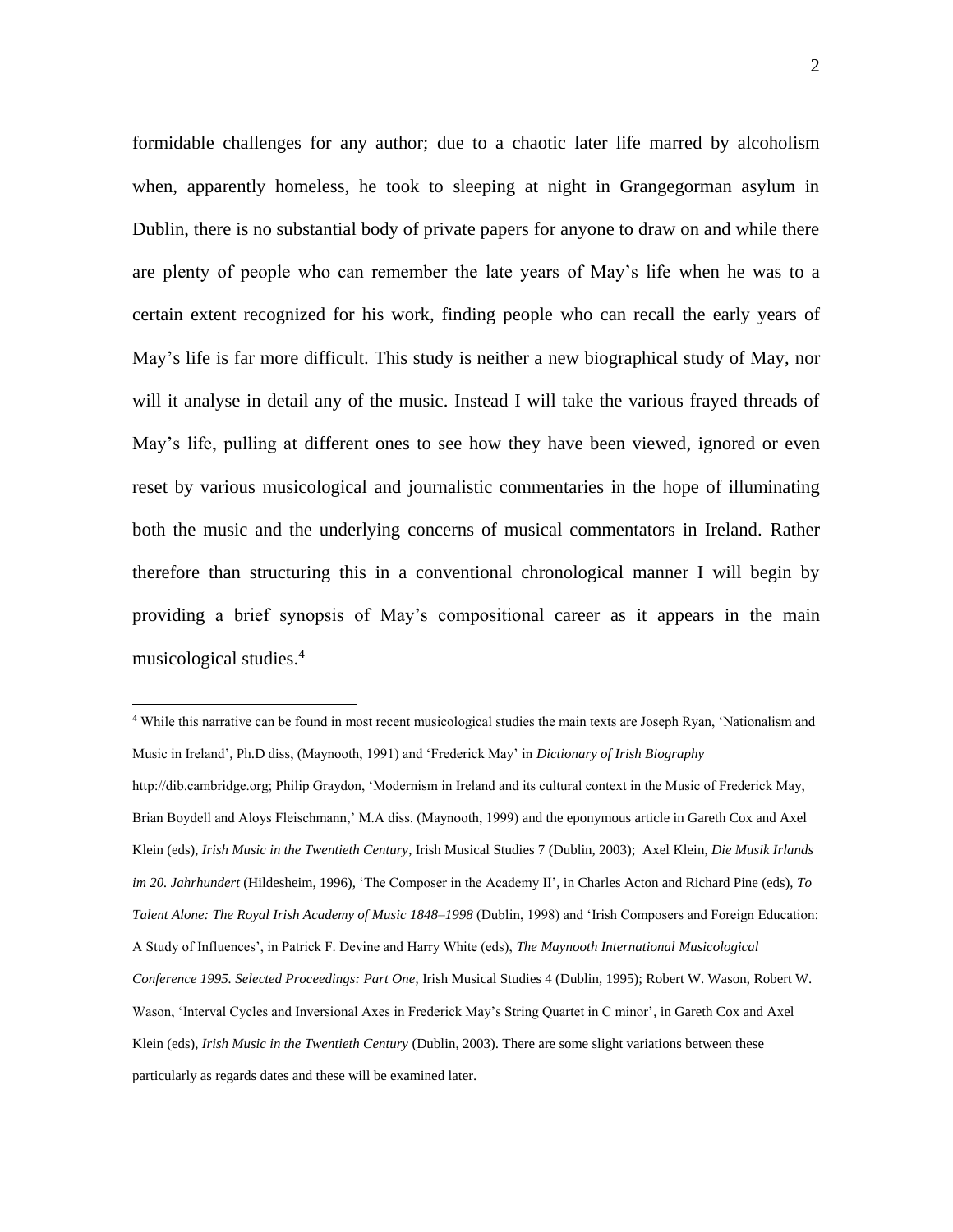formidable challenges for any author; due to a chaotic later life marred by alcoholism when, apparently homeless, he took to sleeping at night in Grangegorman asylum in Dublin, there is no substantial body of private papers for anyone to draw on and while there are plenty of people who can remember the late years of May's life when he was to a certain extent recognized for his work, finding people who can recall the early years of May's life is far more difficult. This study is neither a new biographical study of May, nor will it analyse in detail any of the music. Instead I will take the various frayed threads of May's life, pulling at different ones to see how they have been viewed, ignored or even reset by various musicological and journalistic commentaries in the hope of illuminating both the music and the underlying concerns of musical commentators in Ireland. Rather therefore than structuring this in a conventional chronological manner I will begin by providing a brief synopsis of May's compositional career as it appears in the main musicological studies.[4]

---

[4] While this narrative can be found in most recent musicological studies the main texts are Joseph Ryan, 'Nationalism and Music in Ireland', Ph.D diss, (Maynooth, 1991) and 'Frederick May' in *Dictionary of Irish Biography* http://dib.cambridge.org; Philip Graydon, 'Modernism in Ireland and its cultural context in the Music of Frederick May, Brian Boydell and Aloys Fleischmann,' M.A diss. (Maynooth, 1999) and the eponymous article in Gareth Cox and Axel Klein (eds), *Irish Music in the Twentieth Century*, Irish Musical Studies 7 (Dublin, 2003); Axel Klein, *Die Musik Irlands im 20. Jahrhundert* (Hildesheim, 1996), 'The Composer in the Academy II', in Charles Acton and Richard Pine (eds), *To Talent Alone: The Royal Irish Academy of Music 1848–1998* (Dublin, 1998) and 'Irish Composers and Foreign Education: A Study of Influences', in Patrick F. Devine and Harry White (eds), *The Maynooth International Musicological Conference 1995. Selected Proceedings: Part One*, Irish Musical Studies 4 (Dublin, 1995); Robert W. Wason, Robert W. Wason, 'Interval Cycles and Inversional Axes in Frederick May's String Quartet in C minor', in Gareth Cox and Axel Klein (eds), *Irish Music in the Twentieth Century* (Dublin, 2003). There are some slight variations between these particularly as regards dates and these will be examined later.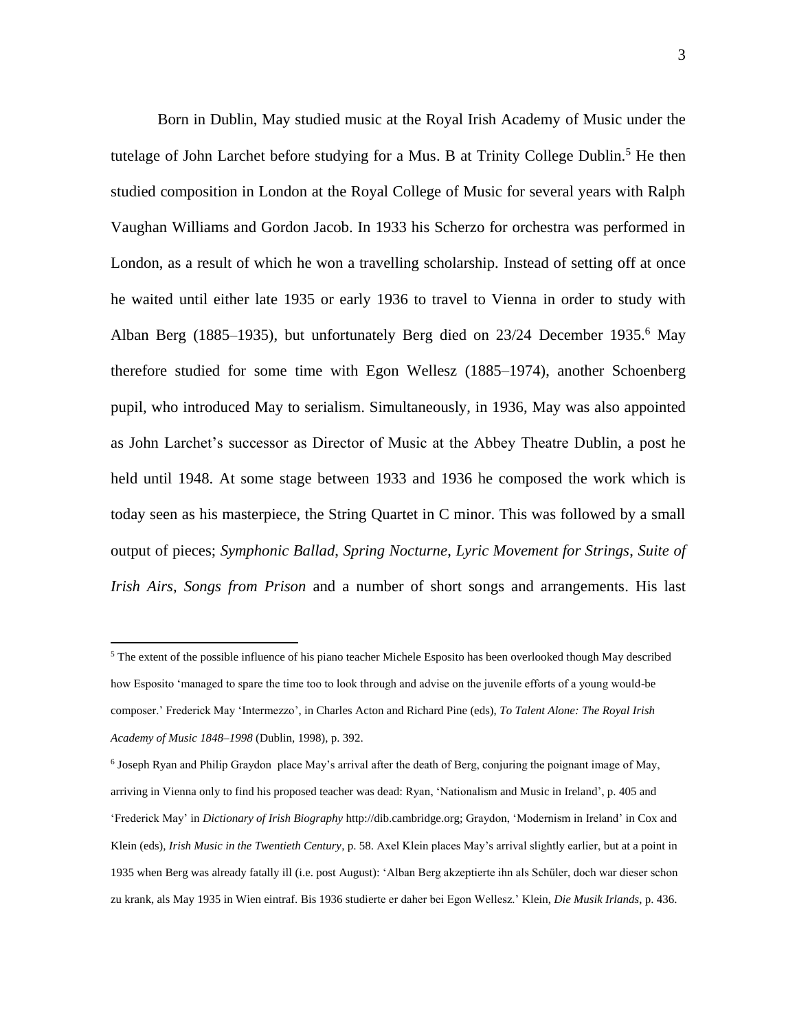Born in Dublin, May studied music at the Royal Irish Academy of Music under the tutelage of John Larchet before studying for a Mus. B at Trinity College Dublin.[5] He then studied composition in London at the Royal College of Music for several years with Ralph Vaughan Williams and Gordon Jacob. In 1933 his Scherzo for orchestra was performed in London, as a result of which he won a travelling scholarship. Instead of setting off at once he waited until either late 1935 or early 1936 to travel to Vienna in order to study with Alban Berg (1885–1935), but unfortunately Berg died on 23/24 December 1935.[6] May therefore studied for some time with Egon Wellesz (1885–1974), another Schoenberg pupil, who introduced May to serialism. Simultaneously, in 1936, May was also appointed as John Larchet's successor as Director of Music at the Abbey Theatre Dublin, a post he held until 1948. At some stage between 1933 and 1936 he composed the work which is today seen as his masterpiece, the String Quartet in C minor. This was followed by a small output of pieces; *Symphonic Ballad*, *Spring Nocturne*, *Lyric Movement for Strings*, *Suite of Irish Airs*, *Songs from Prison* and a number of short songs and arrangements. His last

---

[5] The extent of the possible influence of his piano teacher Michele Esposito has been overlooked though May described how Esposito 'managed to spare the time too to look through and advise on the juvenile efforts of a young would-be composer.' Frederick May 'Intermezzo', in Charles Acton and Richard Pine (eds), *To Talent Alone: The Royal Irish Academy of Music 1848–1998* (Dublin, 1998), p. 392.

[6] Joseph Ryan and Philip Graydon place May's arrival after the death of Berg, conjuring the poignant image of May, arriving in Vienna only to find his proposed teacher was dead: Ryan, 'Nationalism and Music in Ireland', p. 405 and 'Frederick May' in *Dictionary of Irish Biography* http://dib.cambridge.org; Graydon, 'Modernism in Ireland' in Cox and Klein (eds), *Irish Music in the Twentieth Century*, p. 58. Axel Klein places May's arrival slightly earlier, but at a point in 1935 when Berg was already fatally ill (i.e. post August): 'Alban Berg akzeptierte ihn als Schüler, doch war dieser schon zu krank, als May 1935 in Wien eintraf. Bis 1936 studierte er daher bei Egon Wellesz.' Klein, *Die Musik Irlands*, p. 436.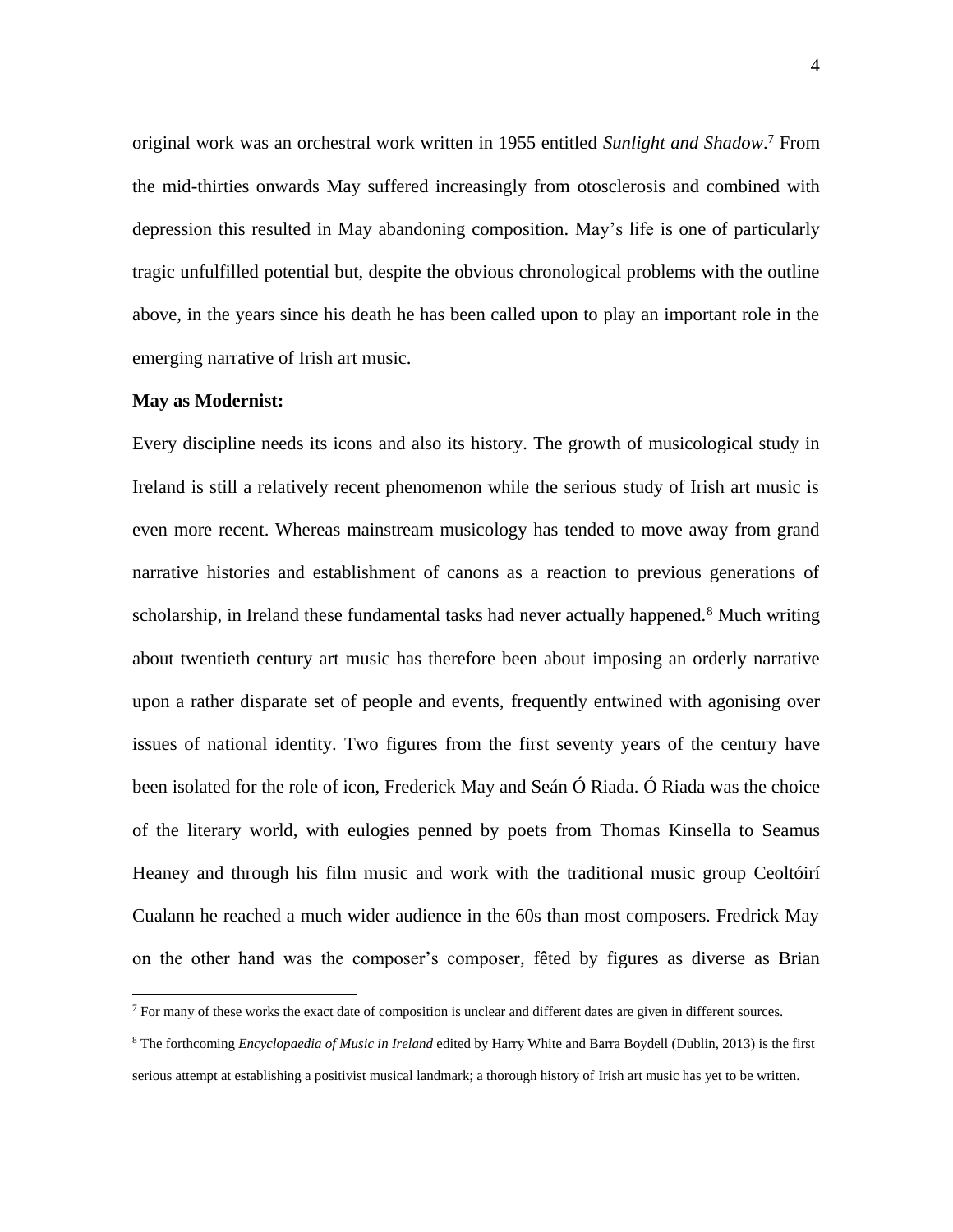original work was an orchestral work written in 1955 entitled *Sunlight and Shadow*.[7] From the mid-thirties onwards May suffered increasingly from otosclerosis and combined with depression this resulted in May abandoning composition. May's life is one of particularly tragic unfulfilled potential but, despite the obvious chronological problems with the outline above, in the years since his death he has been called upon to play an important role in the emerging narrative of Irish art music.

**May as Modernist:**

Every discipline needs its icons and also its history. The growth of musicological study in Ireland is still a relatively recent phenomenon while the serious study of Irish art music is even more recent. Whereas mainstream musicology has tended to move away from grand narrative histories and establishment of canons as a reaction to previous generations of scholarship, in Ireland these fundamental tasks had never actually happened.[8] Much writing about twentieth century art music has therefore been about imposing an orderly narrative upon a rather disparate set of people and events, frequently entwined with agonising over issues of national identity. Two figures from the first seventy years of the century have been isolated for the role of icon, Frederick May and Seán Ó Riada. Ó Riada was the choice of the literary world, with eulogies penned by poets from Thomas Kinsella to Seamus Heaney and through his film music and work with the traditional music group Ceoltóirí Cualann he reached a much wider audience in the 60s than most composers. Fredrick May on the other hand was the composer's composer, fêted by figures as diverse as Brian

---

[7] For many of these works the exact date of composition is unclear and different dates are given in different sources.

[8] The forthcoming *Encyclopaedia of Music in Ireland* edited by Harry White and Barra Boydell (Dublin, 2013) is the first serious attempt at establishing a positivist musical landmark; a thorough history of Irish art music has yet to be written.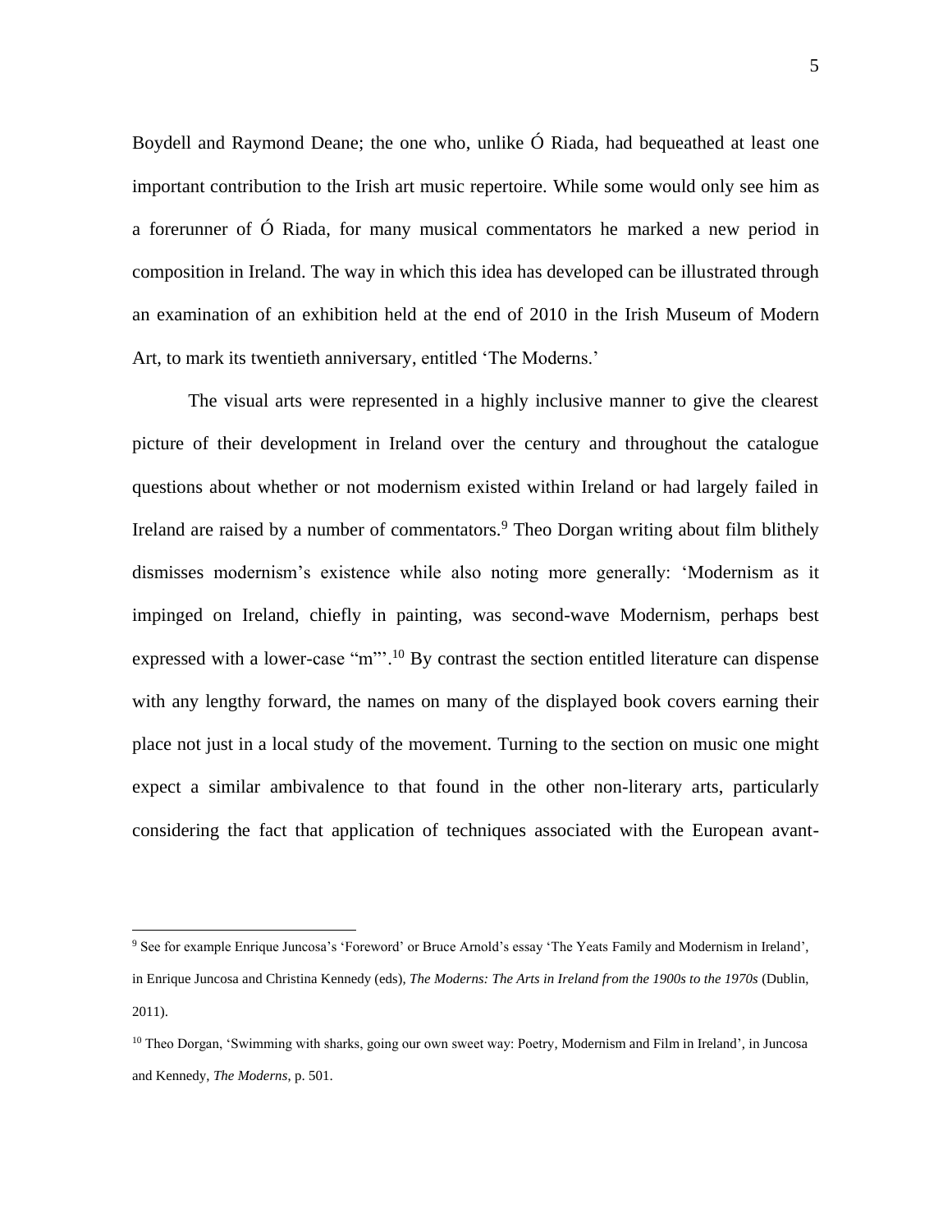Boydell and Raymond Deane; the one who, unlike Ó Riada, had bequeathed at least one important contribution to the Irish art music repertoire. While some would only see him as a forerunner of Ó Riada, for many musical commentators he marked a new period in composition in Ireland. The way in which this idea has developed can be illustrated through an examination of an exhibition held at the end of 2010 in the Irish Museum of Modern Art, to mark its twentieth anniversary, entitled 'The Moderns.'

The visual arts were represented in a highly inclusive manner to give the clearest picture of their development in Ireland over the century and throughout the catalogue questions about whether or not modernism existed within Ireland or had largely failed in Ireland are raised by a number of commentators.[9] Theo Dorgan writing about film blithely dismisses modernism's existence while also noting more generally: 'Modernism as it impinged on Ireland, chiefly in painting, was second-wave Modernism, perhaps best expressed with a lower-case "m"'.[10] By contrast the section entitled literature can dispense with any lengthy forward, the names on many of the displayed book covers earning their place not just in a local study of the movement. Turning to the section on music one might expect a similar ambivalence to that found in the other non-literary arts, particularly considering the fact that application of techniques associated with the European avant-

---

[9] See for example Enrique Juncosa's 'Foreword' or Bruce Arnold's essay 'The Yeats Family and Modernism in Ireland', in Enrique Juncosa and Christina Kennedy (eds), *The Moderns: The Arts in Ireland from the 1900s to the 1970s* (Dublin, 2011).

[10] Theo Dorgan, 'Swimming with sharks, going our own sweet way: Poetry, Modernism and Film in Ireland', in Juncosa and Kennedy, *The Moderns*, p. 501.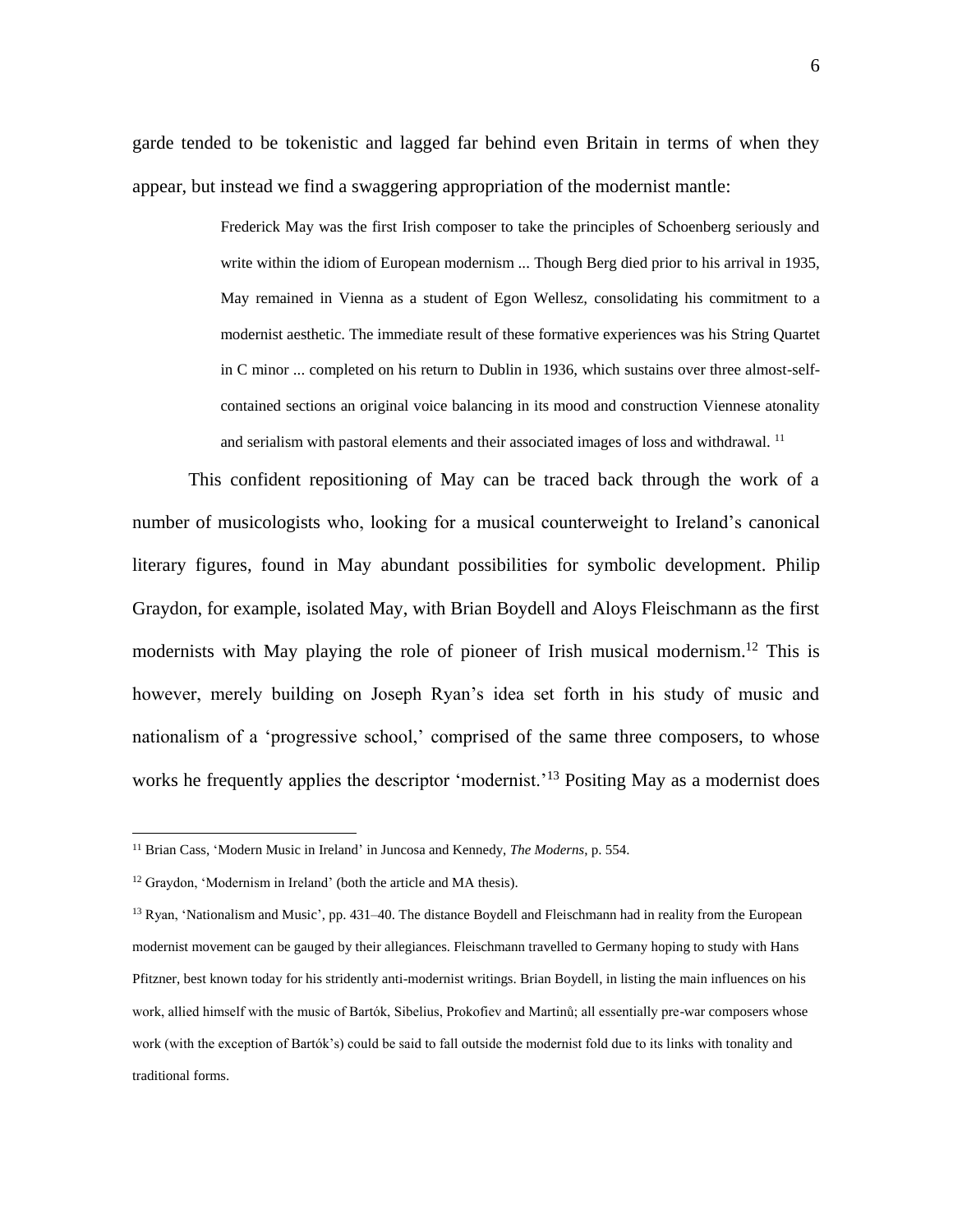garde tended to be tokenistic and lagged far behind even Britain in terms of when they appear, but instead we find a swaggering appropriation of the modernist mantle:

> Frederick May was the first Irish composer to take the principles of Schoenberg seriously and write within the idiom of European modernism ... Though Berg died prior to his arrival in 1935, May remained in Vienna as a student of Egon Wellesz, consolidating his commitment to a modernist aesthetic. The immediate result of these formative experiences was his String Quartet in C minor ... completed on his return to Dublin in 1936, which sustains over three almost-self-contained sections an original voice balancing in its mood and construction Viennese atonality and serialism with pastoral elements and their associated images of loss and withdrawal. [11]

This confident repositioning of May can be traced back through the work of a number of musicologists who, looking for a musical counterweight to Ireland's canonical literary figures, found in May abundant possibilities for symbolic development. Philip Graydon, for example, isolated May, with Brian Boydell and Aloys Fleischmann as the first modernists with May playing the role of pioneer of Irish musical modernism.[12] This is however, merely building on Joseph Ryan's idea set forth in his study of music and nationalism of a 'progressive school,' comprised of the same three composers, to whose works he frequently applies the descriptor 'modernist.'[13] Positing May as a modernist does

---

[11] Brian Cass, 'Modern Music in Ireland' in Juncosa and Kennedy, *The Moderns*, p. 554.

[12] Graydon, 'Modernism in Ireland' (both the article and MA thesis).

[13] Ryan, 'Nationalism and Music', pp. 431–40. The distance Boydell and Fleischmann had in reality from the European modernist movement can be gauged by their allegiances. Fleischmann travelled to Germany hoping to study with Hans Pfitzner, best known today for his stridently anti-modernist writings. Brian Boydell, in listing the main influences on his work, allied himself with the music of Bartók, Sibelius, Prokofiev and Martinů; all essentially pre-war composers whose work (with the exception of Bartók's) could be said to fall outside the modernist fold due to its links with tonality and traditional forms.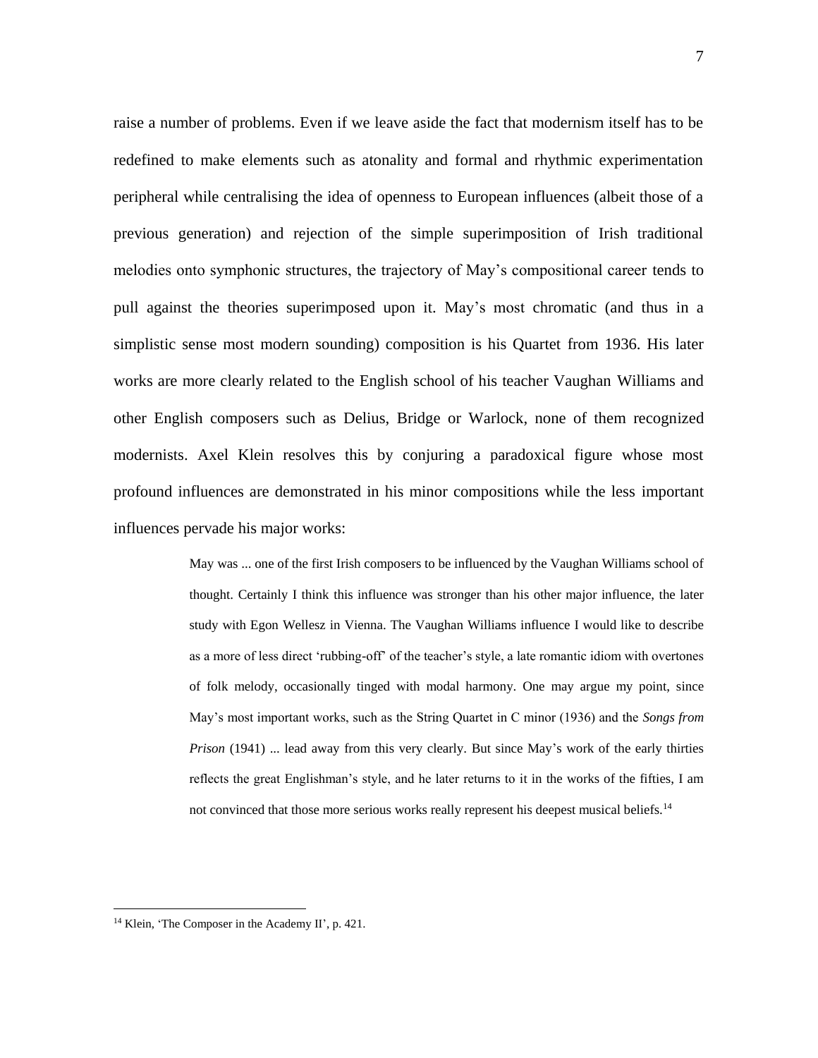raise a number of problems. Even if we leave aside the fact that modernism itself has to be redefined to make elements such as atonality and formal and rhythmic experimentation peripheral while centralising the idea of openness to European influences (albeit those of a previous generation) and rejection of the simple superimposition of Irish traditional melodies onto symphonic structures, the trajectory of May's compositional career tends to pull against the theories superimposed upon it. May's most chromatic (and thus in a simplistic sense most modern sounding) composition is his Quartet from 1936. His later works are more clearly related to the English school of his teacher Vaughan Williams and other English composers such as Delius, Bridge or Warlock, none of them recognized modernists. Axel Klein resolves this by conjuring a paradoxical figure whose most profound influences are demonstrated in his minor compositions while the less important influences pervade his major works:

> May was ... one of the first Irish composers to be influenced by the Vaughan Williams school of thought. Certainly I think this influence was stronger than his other major influence, the later study with Egon Wellesz in Vienna. The Vaughan Williams influence I would like to describe as a more of less direct 'rubbing-off' of the teacher's style, a late romantic idiom with overtones of folk melody, occasionally tinged with modal harmony. One may argue my point, since May's most important works, such as the String Quartet in C minor (1936) and the *Songs from Prison* (1941) ... lead away from this very clearly. But since May's work of the early thirties reflects the great Englishman's style, and he later returns to it in the works of the fifties, I am not convinced that those more serious works really represent his deepest musical beliefs.[14]

[14] Klein, 'The Composer in the Academy II', p. 421.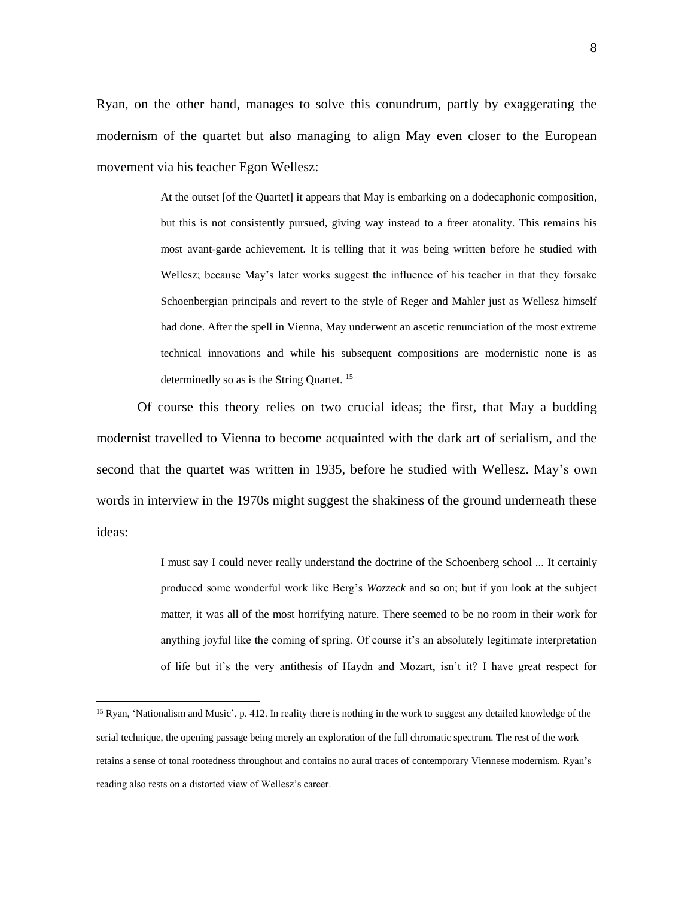Ryan, on the other hand, manages to solve this conundrum, partly by exaggerating the modernism of the quartet but also managing to align May even closer to the European movement via his teacher Egon Wellesz:

> At the outset [of the Quartet] it appears that May is embarking on a dodecaphonic composition, but this is not consistently pursued, giving way instead to a freer atonality. This remains his most avant-garde achievement. It is telling that it was being written before he studied with Wellesz; because May's later works suggest the influence of his teacher in that they forsake Schoenbergian principals and revert to the style of Reger and Mahler just as Wellesz himself had done. After the spell in Vienna, May underwent an ascetic renunciation of the most extreme technical innovations and while his subsequent compositions are modernistic none is as determinedly so as is the String Quartet. [15]

Of course this theory relies on two crucial ideas; the first, that May a budding modernist travelled to Vienna to become acquainted with the dark art of serialism, and the second that the quartet was written in 1935, before he studied with Wellesz. May's own words in interview in the 1970s might suggest the shakiness of the ground underneath these ideas:

> I must say I could never really understand the doctrine of the Schoenberg school ... It certainly produced some wonderful work like Berg's *Wozzeck* and so on; but if you look at the subject matter, it was all of the most horrifying nature. There seemed to be no room in their work for anything joyful like the coming of spring. Of course it's an absolutely legitimate interpretation of life but it's the very antithesis of Haydn and Mozart, isn't it? I have great respect for

[15] Ryan, 'Nationalism and Music', p. 412. In reality there is nothing in the work to suggest any detailed knowledge of the serial technique, the opening passage being merely an exploration of the full chromatic spectrum. The rest of the work retains a sense of tonal rootedness throughout and contains no aural traces of contemporary Viennese modernism. Ryan's reading also rests on a distorted view of Wellesz's career.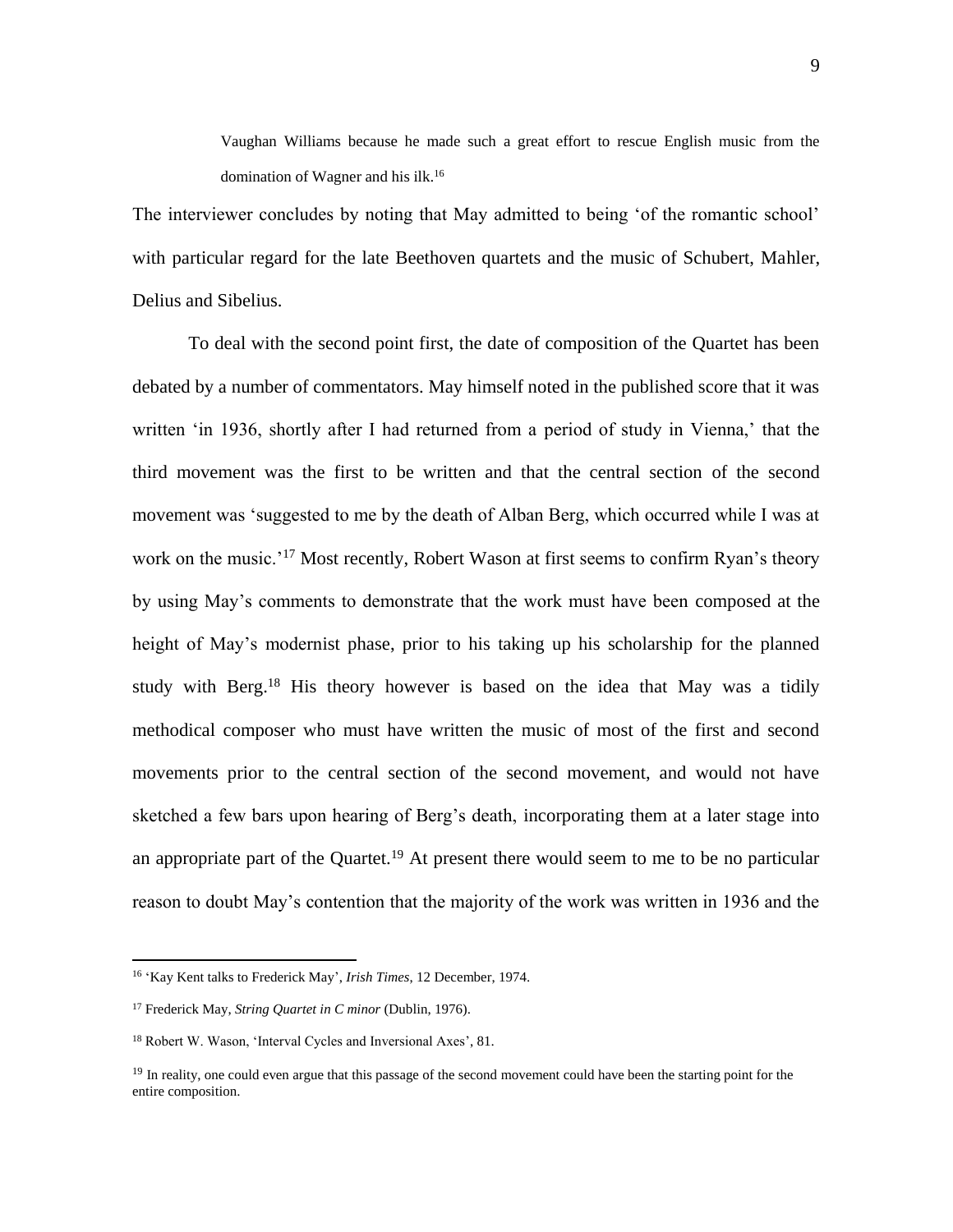> Vaughan Williams because he made such a great effort to rescue English music from the domination of Wagner and his ilk.[16]

The interviewer concludes by noting that May admitted to being 'of the romantic school' with particular regard for the late Beethoven quartets and the music of Schubert, Mahler, Delius and Sibelius.

To deal with the second point first, the date of composition of the Quartet has been debated by a number of commentators. May himself noted in the published score that it was written 'in 1936, shortly after I had returned from a period of study in Vienna,' that the third movement was the first to be written and that the central section of the second movement was 'suggested to me by the death of Alban Berg, which occurred while I was at work on the music.'[17] Most recently, Robert Wason at first seems to confirm Ryan's theory by using May's comments to demonstrate that the work must have been composed at the height of May's modernist phase, prior to his taking up his scholarship for the planned study with Berg.[18] His theory however is based on the idea that May was a tidily methodical composer who must have written the music of most of the first and second movements prior to the central section of the second movement, and would not have sketched a few bars upon hearing of Berg's death, incorporating them at a later stage into an appropriate part of the Quartet.[19] At present there would seem to me to be no particular reason to doubt May's contention that the majority of the work was written in 1936 and the

---

[16] 'Kay Kent talks to Frederick May', *Irish Times*, 12 December, 1974.

[17] Frederick May, *String Quartet in C minor* (Dublin, 1976).

[18] Robert W. Wason, 'Interval Cycles and Inversional Axes', 81.

[19] In reality, one could even argue that this passage of the second movement could have been the starting point for the entire composition.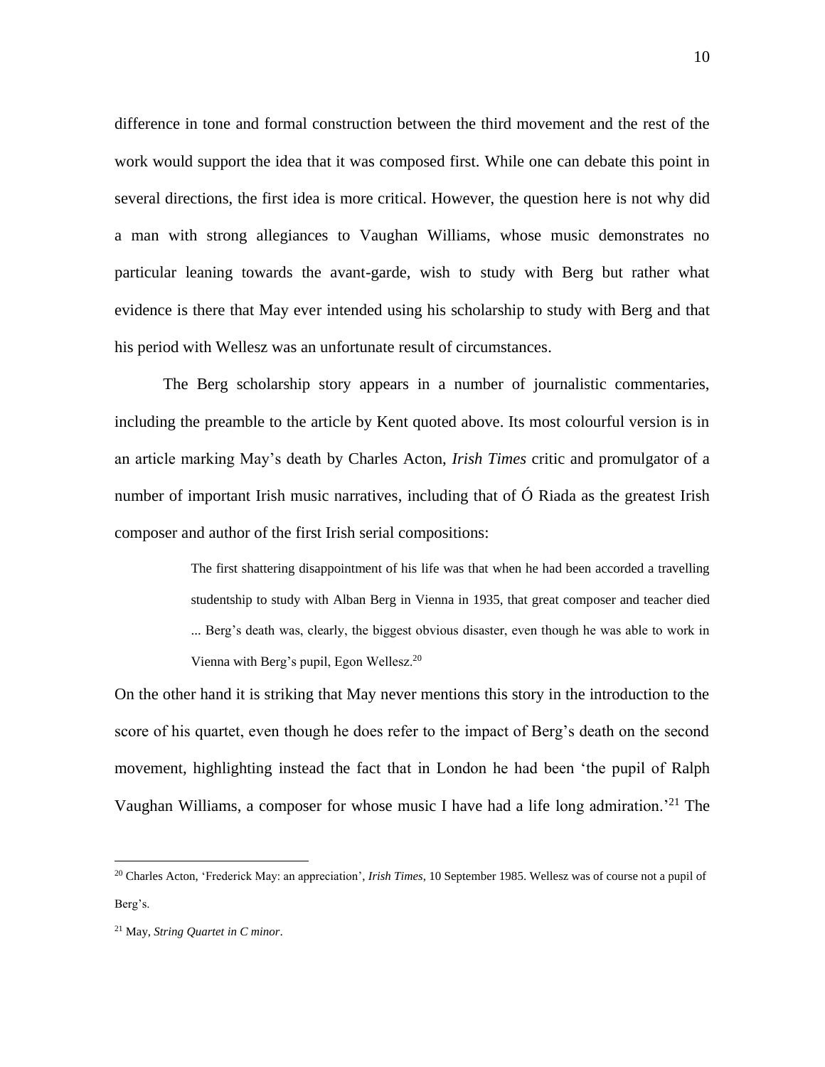difference in tone and formal construction between the third movement and the rest of the work would support the idea that it was composed first. While one can debate this point in several directions, the first idea is more critical. However, the question here is not why did a man with strong allegiances to Vaughan Williams, whose music demonstrates no particular leaning towards the avant-garde, wish to study with Berg but rather what evidence is there that May ever intended using his scholarship to study with Berg and that his period with Wellesz was an unfortunate result of circumstances.

The Berg scholarship story appears in a number of journalistic commentaries, including the preamble to the article by Kent quoted above. Its most colourful version is in an article marking May's death by Charles Acton, *Irish Times* critic and promulgator of a number of important Irish music narratives, including that of Ó Riada as the greatest Irish composer and author of the first Irish serial compositions:

> The first shattering disappointment of his life was that when he had been accorded a travelling studentship to study with Alban Berg in Vienna in 1935, that great composer and teacher died ... Berg's death was, clearly, the biggest obvious disaster, even though he was able to work in Vienna with Berg's pupil, Egon Wellesz.[20]

On the other hand it is striking that May never mentions this story in the introduction to the score of his quartet, even though he does refer to the impact of Berg's death on the second movement, highlighting instead the fact that in London he had been 'the pupil of Ralph Vaughan Williams, a composer for whose music I have had a life long admiration.'[21] The

---

[20] Charles Acton, 'Frederick May: an appreciation', *Irish Times*, 10 September 1985. Wellesz was of course not a pupil of Berg's.

[21] May, *String Quartet in C minor*.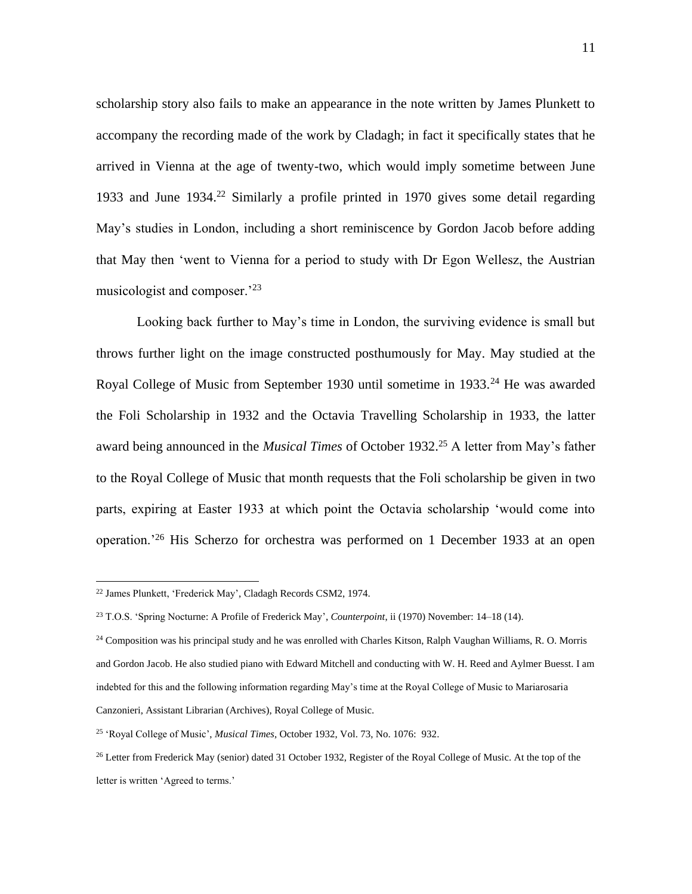scholarship story also fails to make an appearance in the note written by James Plunkett to accompany the recording made of the work by Cladagh; in fact it specifically states that he arrived in Vienna at the age of twenty-two, which would imply sometime between June 1933 and June 1934.[22] Similarly a profile printed in 1970 gives some detail regarding May's studies in London, including a short reminiscence by Gordon Jacob before adding that May then 'went to Vienna for a period to study with Dr Egon Wellesz, the Austrian musicologist and composer.'[23]

Looking back further to May's time in London, the surviving evidence is small but throws further light on the image constructed posthumously for May. May studied at the Royal College of Music from September 1930 until sometime in 1933.[24] He was awarded the Foli Scholarship in 1932 and the Octavia Travelling Scholarship in 1933, the latter award being announced in the *Musical Times* of October 1932.[25] A letter from May's father to the Royal College of Music that month requests that the Foli scholarship be given in two parts, expiring at Easter 1933 at which point the Octavia scholarship 'would come into operation.'[26] His Scherzo for orchestra was performed on 1 December 1933 at an open

---

[22] James Plunkett, 'Frederick May', Cladagh Records CSM2, 1974.

[23] T.O.S. 'Spring Nocturne: A Profile of Frederick May', *Counterpoint*, ii (1970) November: 14–18 (14).

[24] Composition was his principal study and he was enrolled with Charles Kitson, Ralph Vaughan Williams, R. O. Morris and Gordon Jacob. He also studied piano with Edward Mitchell and conducting with W. H. Reed and Aylmer Buesst. I am indebted for this and the following information regarding May's time at the Royal College of Music to Mariarosaria Canzonieri, Assistant Librarian (Archives), Royal College of Music.

[25] 'Royal College of Music', *Musical Times*, October 1932, Vol. 73, No. 1076: 932.

[26] Letter from Frederick May (senior) dated 31 October 1932, Register of the Royal College of Music. At the top of the letter is written 'Agreed to terms.'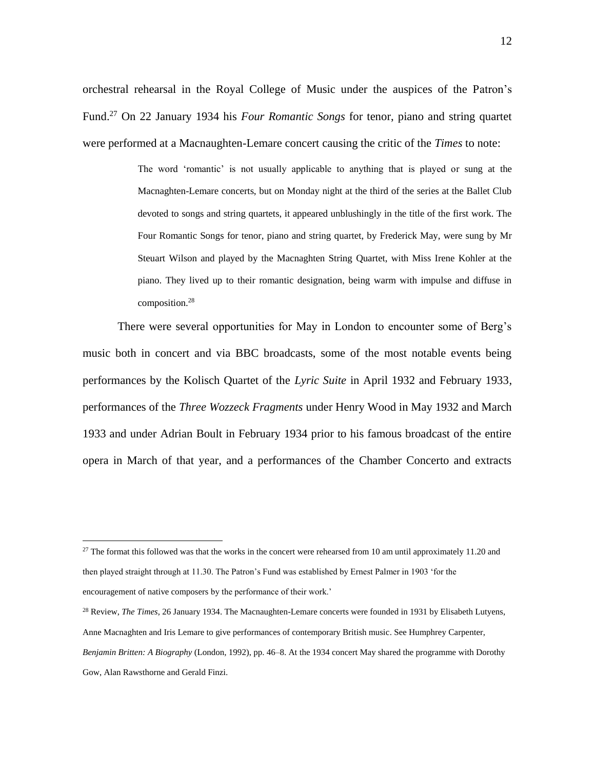orchestral rehearsal in the Royal College of Music under the auspices of the Patron's Fund.[27] On 22 January 1934 his *Four Romantic Songs* for tenor, piano and string quartet were performed at a Macnaughten-Lemare concert causing the critic of the *Times* to note:

> The word 'romantic' is not usually applicable to anything that is played or sung at the Macnaughten-Lemare concerts, but on Monday night at the third of the series at the Ballet Club devoted to songs and string quartets, it appeared unblushingly in the title of the first work. The Four Romantic Songs for tenor, piano and string quartet, by Frederick May, were sung by Mr Steuart Wilson and played by the Macnaghten String Quartet, with Miss Irene Kohler at the piano. They lived up to their romantic designation, being warm with impulse and diffuse in composition.[28]

There were several opportunities for May in London to encounter some of Berg's music both in concert and via BBC broadcasts, some of the most notable events being performances by the Kolisch Quartet of the *Lyric Suite* in April 1932 and February 1933, performances of the *Three Wozzeck Fragments* under Henry Wood in May 1932 and March 1933 and under Adrian Boult in February 1934 prior to his famous broadcast of the entire opera in March of that year, and a performances of the Chamber Concerto and extracts

---

[27] The format this followed was that the works in the concert were rehearsed from 10 am until approximately 11.20 and then played straight through at 11.30. The Patron's Fund was established by Ernest Palmer in 1903 'for the encouragement of native composers by the performance of their work.'

[28] Review, *The Times*, 26 January 1934. The Macnaughten-Lemare concerts were founded in 1931 by Elisabeth Lutyens, Anne Macnaghten and Iris Lemare to give performances of contemporary British music. See Humphrey Carpenter, *Benjamin Britten: A Biography* (London, 1992), pp. 46–8. At the 1934 concert May shared the programme with Dorothy Gow, Alan Rawsthorne and Gerald Finzi.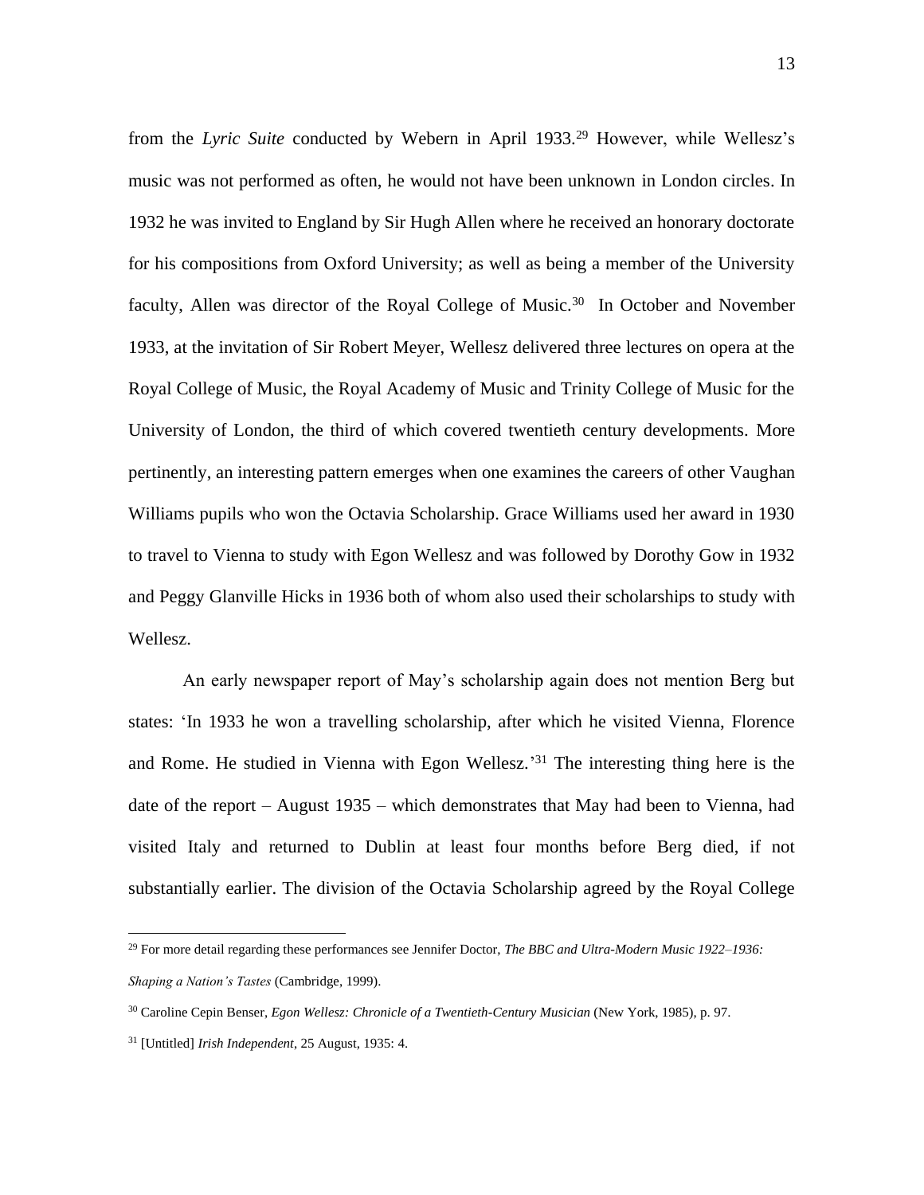from the *Lyric Suite* conducted by Webern in April 1933.[29] However, while Wellesz's music was not performed as often, he would not have been unknown in London circles. In 1932 he was invited to England by Sir Hugh Allen where he received an honorary doctorate for his compositions from Oxford University; as well as being a member of the University faculty, Allen was director of the Royal College of Music.[30] In October and November 1933, at the invitation of Sir Robert Meyer, Wellesz delivered three lectures on opera at the Royal College of Music, the Royal Academy of Music and Trinity College of Music for the University of London, the third of which covered twentieth century developments. More pertinently, an interesting pattern emerges when one examines the careers of other Vaughan Williams pupils who won the Octavia Scholarship. Grace Williams used her award in 1930 to travel to Vienna to study with Egon Wellesz and was followed by Dorothy Gow in 1932 and Peggy Glanville Hicks in 1936 both of whom also used their scholarships to study with Wellesz.

An early newspaper report of May's scholarship again does not mention Berg but states: 'In 1933 he won a travelling scholarship, after which he visited Vienna, Florence and Rome. He studied in Vienna with Egon Wellesz.'[31] The interesting thing here is the date of the report – August 1935 – which demonstrates that May had been to Vienna, had visited Italy and returned to Dublin at least four months before Berg died, if not substantially earlier. The division of the Octavia Scholarship agreed by the Royal College

---

[29] For more detail regarding these performances see Jennifer Doctor, *The BBC and Ultra-Modern Music 1922–1936: Shaping a Nation's Tastes* (Cambridge, 1999).

[30] Caroline Cepin Benser, *Egon Wellesz: Chronicle of a Twentieth-Century Musician* (New York, 1985), p. 97.

[31] [Untitled] *Irish Independent*, 25 August, 1935: 4.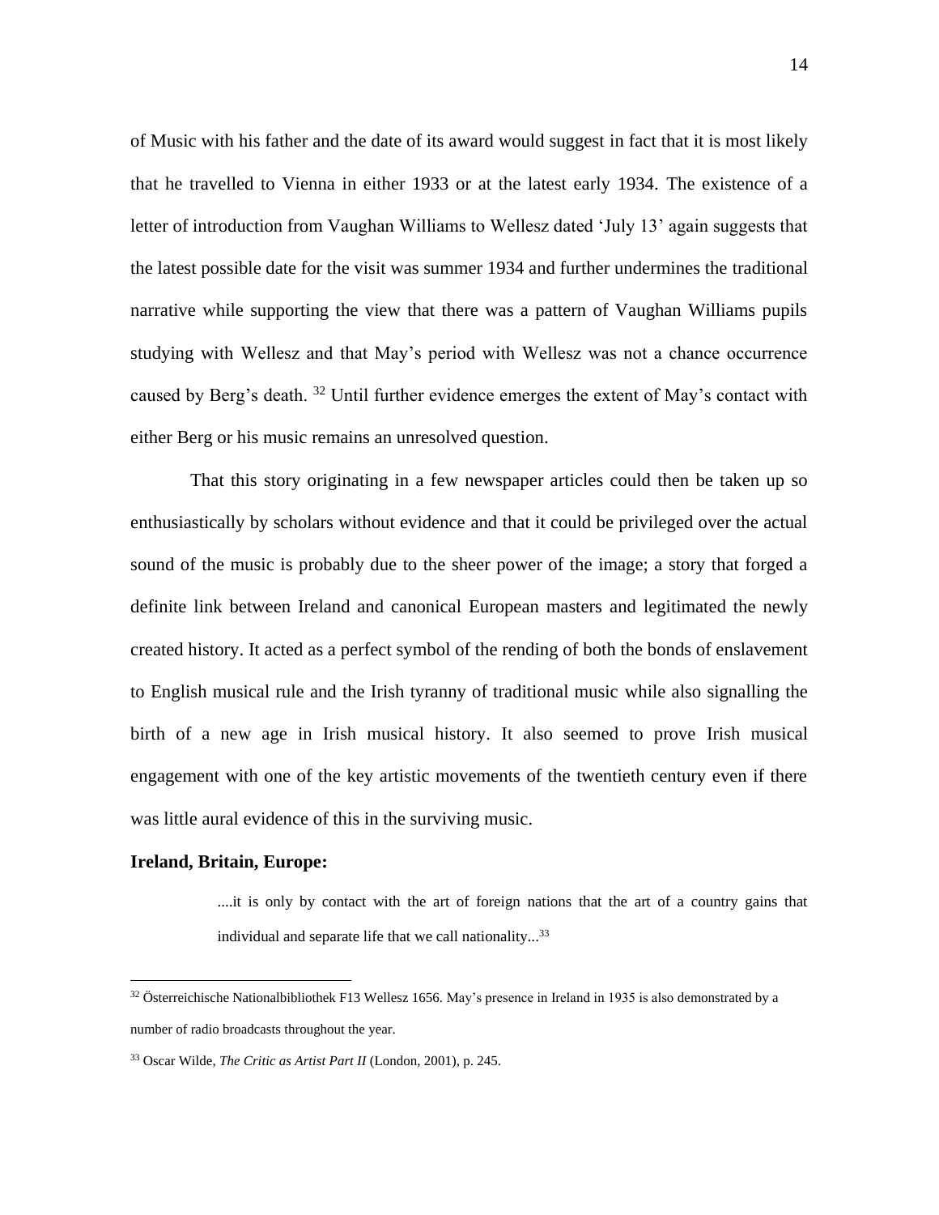of Music with his father and the date of its award would suggest in fact that it is most likely that he travelled to Vienna in either 1933 or at the latest early 1934. The existence of a letter of introduction from Vaughan Williams to Wellesz dated 'July 13' again suggests that the latest possible date for the visit was summer 1934 and further undermines the traditional narrative while supporting the view that there was a pattern of Vaughan Williams pupils studying with Wellesz and that May's period with Wellesz was not a chance occurrence caused by Berg's death. [32] Until further evidence emerges the extent of May's contact with either Berg or his music remains an unresolved question.

That this story originating in a few newspaper articles could then be taken up so enthusiastically by scholars without evidence and that it could be privileged over the actual sound of the music is probably due to the sheer power of the image; a story that forged a definite link between Ireland and canonical European masters and legitimated the newly created history. It acted as a perfect symbol of the rending of both the bonds of enslavement to English musical rule and the Irish tyranny of traditional music while also signalling the birth of a new age in Irish musical history. It also seemed to prove Irish musical engagement with one of the key artistic movements of the twentieth century even if there was little aural evidence of this in the surviving music.

**Ireland, Britain, Europe:**

> ....it is only by contact with the art of foreign nations that the art of a country gains that individual and separate life that we call nationality...[33]

[32] Österreichische Nationalbibliothek F13 Wellesz 1656. May's presence in Ireland in 1935 is also demonstrated by a number of radio broadcasts throughout the year.

[33] Oscar Wilde, *The Critic as Artist Part II* (London, 2001), p. 245.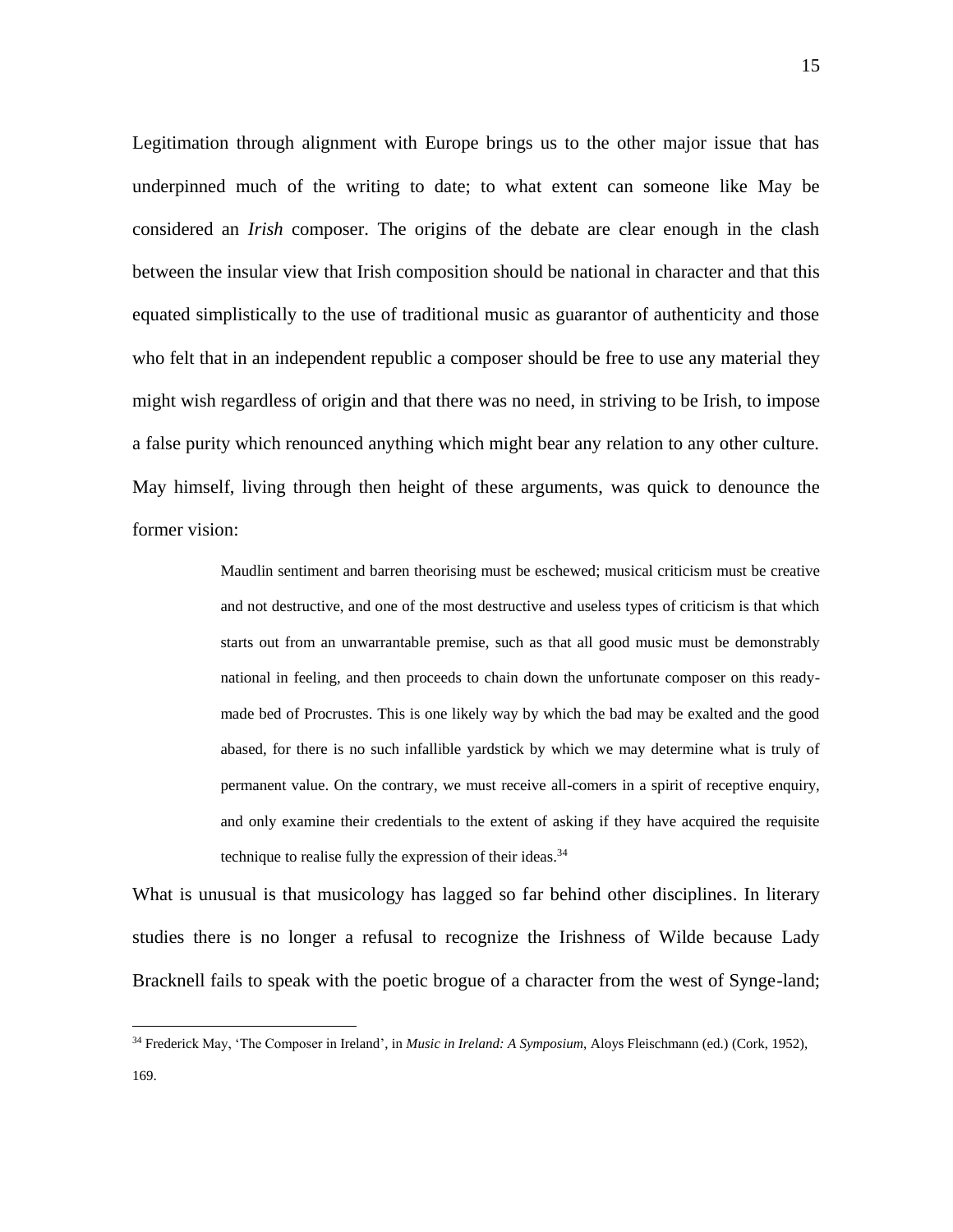Legitimation through alignment with Europe brings us to the other major issue that has underpinned much of the writing to date; to what extent can someone like May be considered an *Irish* composer. The origins of the debate are clear enough in the clash between the insular view that Irish composition should be national in character and that this equated simplistically to the use of traditional music as guarantor of authenticity and those who felt that in an independent republic a composer should be free to use any material they might wish regardless of origin and that there was no need, in striving to be Irish, to impose a false purity which renounced anything which might bear any relation to any other culture. May himself, living through then height of these arguments, was quick to denounce the former vision:

> Maudlin sentiment and barren theorising must be eschewed; musical criticism must be creative and not destructive, and one of the most destructive and useless types of criticism is that which starts out from an unwarrantable premise, such as that all good music must be demonstrably national in feeling, and then proceeds to chain down the unfortunate composer on this ready-made bed of Procrustes. This is one likely way by which the bad may be exalted and the good abased, for there is no such infallible yardstick by which we may determine what is truly of permanent value. On the contrary, we must receive all-comers in a spirit of receptive enquiry, and only examine their credentials to the extent of asking if they have acquired the requisite technique to realise fully the expression of their ideas.[34]

What is unusual is that musicology has lagged so far behind other disciplines. In literary studies there is no longer a refusal to recognize the Irishness of Wilde because Lady Bracknell fails to speak with the poetic brogue of a character from the west of Synge-land;

[34] Frederick May, 'The Composer in Ireland', in *Music in Ireland: A Symposium*, Aloys Fleischmann (ed.) (Cork, 1952), 169.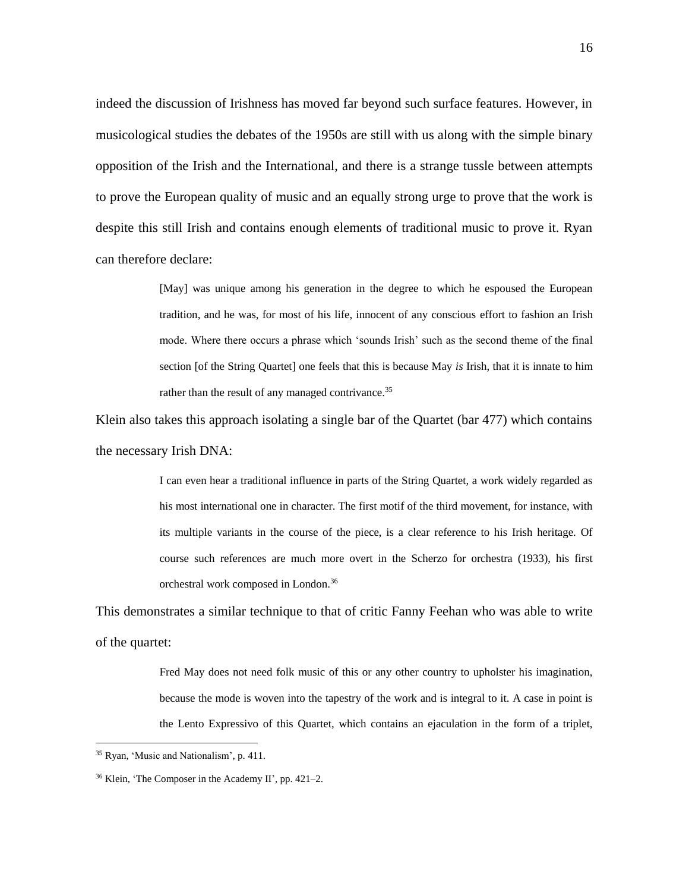indeed the discussion of Irishness has moved far beyond such surface features. However, in musicological studies the debates of the 1950s are still with us along with the simple binary opposition of the Irish and the International, and there is a strange tussle between attempts to prove the European quality of music and an equally strong urge to prove that the work is despite this still Irish and contains enough elements of traditional music to prove it. Ryan can therefore declare:

> [May] was unique among his generation in the degree to which he espoused the European tradition, and he was, for most of his life, innocent of any conscious effort to fashion an Irish mode. Where there occurs a phrase which 'sounds Irish' such as the second theme of the final section [of the String Quartet] one feels that this is because May *is* Irish, that it is innate to him rather than the result of any managed contrivance.[35]

Klein also takes this approach isolating a single bar of the Quartet (bar 477) which contains the necessary Irish DNA:

> I can even hear a traditional influence in parts of the String Quartet, a work widely regarded as his most international one in character. The first motif of the third movement, for instance, with its multiple variants in the course of the piece, is a clear reference to his Irish heritage. Of course such references are much more overt in the Scherzo for orchestra (1933), his first orchestral work composed in London.[36]

This demonstrates a similar technique to that of critic Fanny Feehan who was able to write of the quartet:

> Fred May does not need folk music of this or any other country to upholster his imagination, because the mode is woven into the tapestry of the work and is integral to it. A case in point is the Lento Expressivo of this Quartet, which contains an ejaculation in the form of a triplet,

---

[35] Ryan, 'Music and Nationalism', p. 411.

[36] Klein, 'The Composer in the Academy II', pp. 421–2.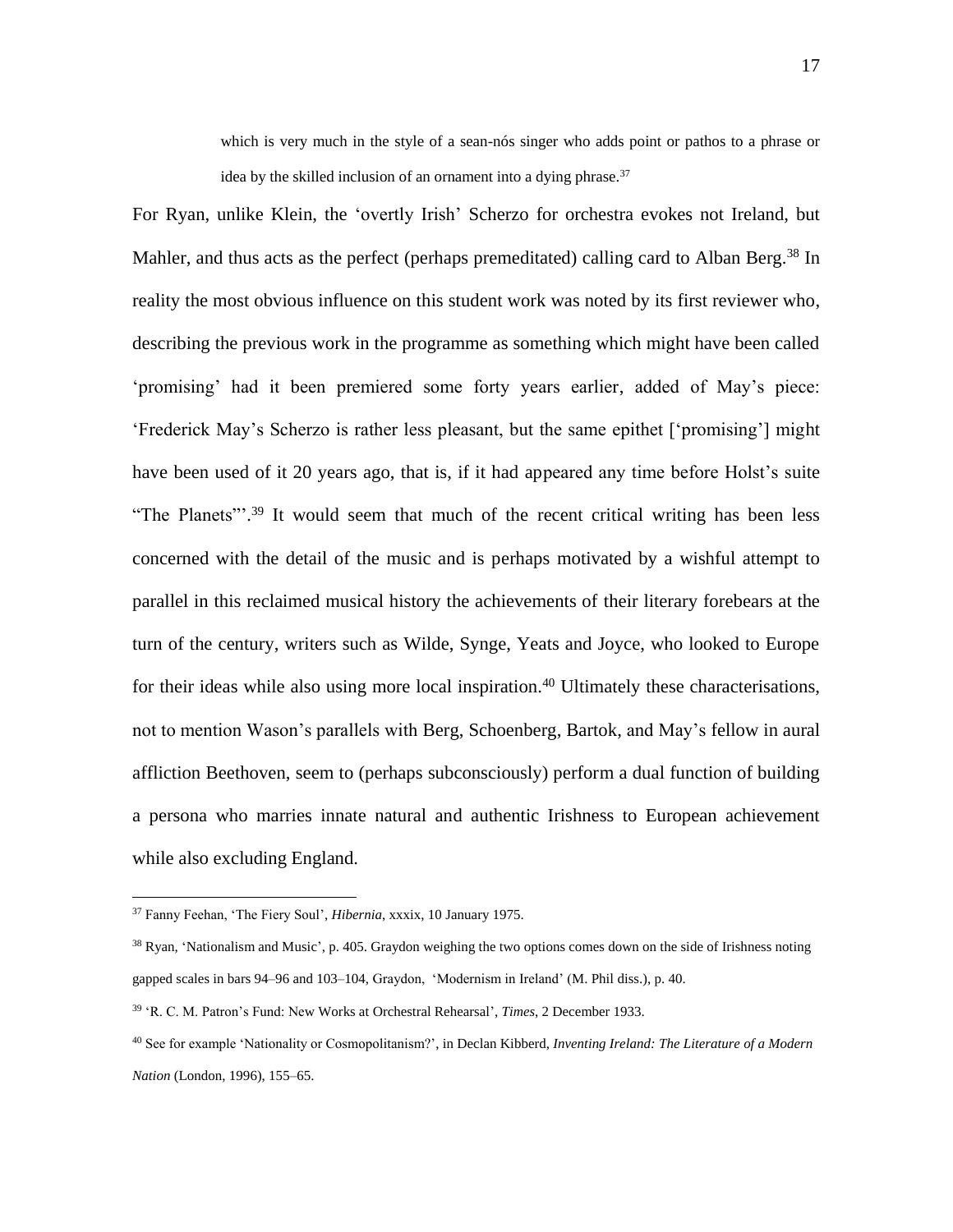> which is very much in the style of a sean-nós singer who adds point or pathos to a phrase or idea by the skilled inclusion of an ornament into a dying phrase.[37]

For Ryan, unlike Klein, the 'overtly Irish' Scherzo for orchestra evokes not Ireland, but Mahler, and thus acts as the perfect (perhaps premeditated) calling card to Alban Berg.[38] In reality the most obvious influence on this student work was noted by its first reviewer who, describing the previous work in the programme as something which might have been called 'promising' had it been premiered some forty years earlier, added of May's piece: 'Frederick May's Scherzo is rather less pleasant, but the same epithet ['promising'] might have been used of it 20 years ago, that is, if it had appeared any time before Holst's suite "The Planets"'.[39] It would seem that much of the recent critical writing has been less concerned with the detail of the music and is perhaps motivated by a wishful attempt to parallel in this reclaimed musical history the achievements of their literary forebears at the turn of the century, writers such as Wilde, Synge, Yeats and Joyce, who looked to Europe for their ideas while also using more local inspiration.[40] Ultimately these characterisations, not to mention Wason's parallels with Berg, Schoenberg, Bartok, and May's fellow in aural affliction Beethoven, seem to (perhaps subconsciously) perform a dual function of building a persona who marries innate natural and authentic Irishness to European achievement while also excluding England.

---

[37] Fanny Feehan, 'The Fiery Soul', *Hibernia*, xxxix, 10 January 1975.

[38] Ryan, 'Nationalism and Music', p. 405. Graydon weighing the two options comes down on the side of Irishness noting gapped scales in bars 94–96 and 103–104, Graydon, 'Modernism in Ireland' (M. Phil diss.), p. 40.

[39] 'R. C. M. Patron's Fund: New Works at Orchestral Rehearsal', *Times*, 2 December 1933.

[40] See for example 'Nationality or Cosmopolitanism?', in Declan Kibberd, *Inventing Ireland: The Literature of a Modern Nation* (London, 1996), 155–65.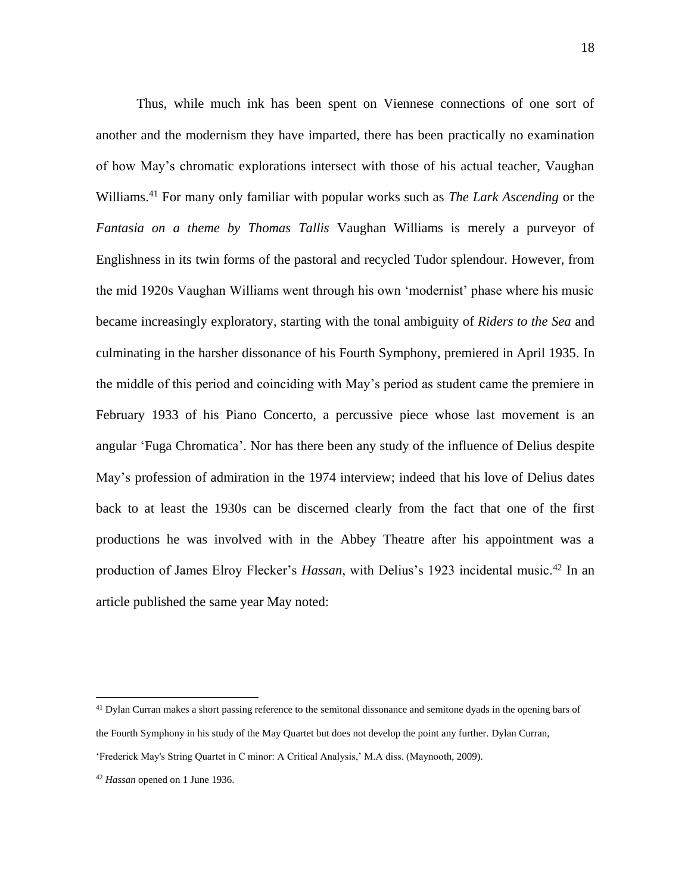Thus, while much ink has been spent on Viennese connections of one sort of another and the modernism they have imparted, there has been practically no examination of how May's chromatic explorations intersect with those of his actual teacher, Vaughan Williams.[41] For many only familiar with popular works such as *The Lark Ascending* or the *Fantasia on a theme by Thomas Tallis* Vaughan Williams is merely a purveyor of Englishness in its twin forms of the pastoral and recycled Tudor splendour. However, from the mid 1920s Vaughan Williams went through his own 'modernist' phase where his music became increasingly exploratory, starting with the tonal ambiguity of *Riders to the Sea* and culminating in the harsher dissonance of his Fourth Symphony, premiered in April 1935. In the middle of this period and coinciding with May's period as student came the premiere in February 1933 of his Piano Concerto, a percussive piece whose last movement is an angular 'Fuga Chromatica'. Nor has there been any study of the influence of Delius despite May's profession of admiration in the 1974 interview; indeed that his love of Delius dates back to at least the 1930s can be discerned clearly from the fact that one of the first productions he was involved with in the Abbey Theatre after his appointment was a production of James Elroy Flecker's *Hassan*, with Delius's 1923 incidental music.[42] In an article published the same year May noted:

---

[41] Dylan Curran makes a short passing reference to the semitonal dissonance and semitone dyads in the opening bars of the Fourth Symphony in his study of the May Quartet but does not develop the point any further. Dylan Curran, 'Frederick May's String Quartet in C minor: A Critical Analysis,' M.A diss. (Maynooth, 2009).

[42] *Hassan* opened on 1 June 1936.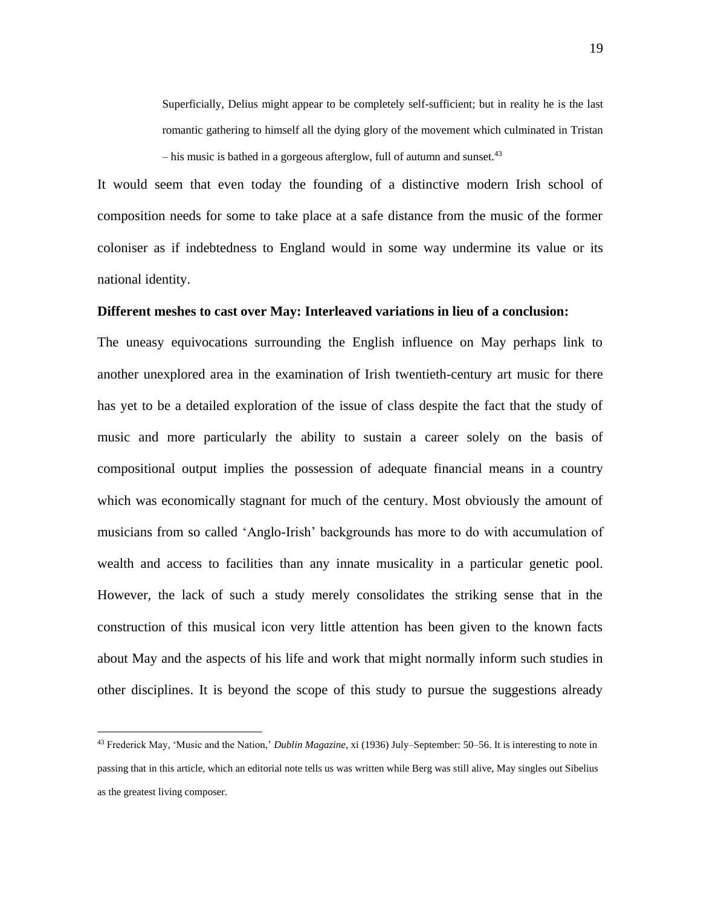> Superficially, Delius might appear to be completely self-sufficient; but in reality he is the last romantic gathering to himself all the dying glory of the movement which culminated in Tristan – his music is bathed in a gorgeous afterglow, full of autumn and sunset.[43]

It would seem that even today the founding of a distinctive modern Irish school of composition needs for some to take place at a safe distance from the music of the former coloniser as if indebtedness to England would in some way undermine its value or its national identity.

**Different meshes to cast over May: Interleaved variations in lieu of a conclusion:**

The uneasy equivocations surrounding the English influence on May perhaps link to another unexplored area in the examination of Irish twentieth-century art music for there has yet to be a detailed exploration of the issue of class despite the fact that the study of music and more particularly the ability to sustain a career solely on the basis of compositional output implies the possession of adequate financial means in a country which was economically stagnant for much of the century. Most obviously the amount of musicians from so called 'Anglo-Irish' backgrounds has more to do with accumulation of wealth and access to facilities than any innate musicality in a particular genetic pool. However, the lack of such a study merely consolidates the striking sense that in the construction of this musical icon very little attention has been given to the known facts about May and the aspects of his life and work that might normally inform such studies in other disciplines. It is beyond the scope of this study to pursue the suggestions already

[43] Frederick May, 'Music and the Nation,' *Dublin Magazine*, xi (1936) July–September: 50–56. It is interesting to note in passing that in this article, which an editorial note tells us was written while Berg was still alive, May singles out Sibelius as the greatest living composer.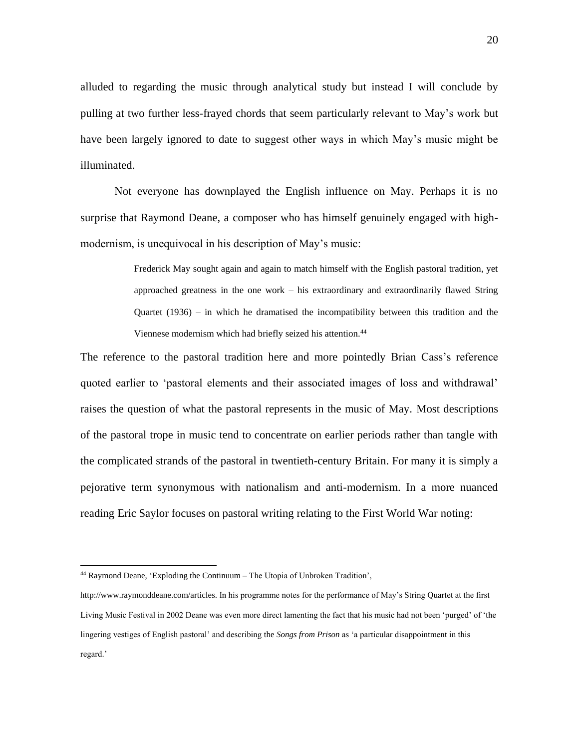alluded to regarding the music through analytical study but instead I will conclude by pulling at two further less-frayed chords that seem particularly relevant to May's work but have been largely ignored to date to suggest other ways in which May's music might be illuminated.

Not everyone has downplayed the English influence on May. Perhaps it is no surprise that Raymond Deane, a composer who has himself genuinely engaged with high-modernism, is unequivocal in his description of May's music:

> Frederick May sought again and again to match himself with the English pastoral tradition, yet approached greatness in the one work – his extraordinary and extraordinarily flawed String Quartet (1936) – in which he dramatised the incompatibility between this tradition and the Viennese modernism which had briefly seized his attention.[44]

The reference to the pastoral tradition here and more pointedly Brian Cass's reference quoted earlier to 'pastoral elements and their associated images of loss and withdrawal' raises the question of what the pastoral represents in the music of May. Most descriptions of the pastoral trope in music tend to concentrate on earlier periods rather than tangle with the complicated strands of the pastoral in twentieth-century Britain. For many it is simply a pejorative term synonymous with nationalism and anti-modernism. In a more nuanced reading Eric Saylor focuses on pastoral writing relating to the First World War noting:

---

[44] Raymond Deane, 'Exploding the Continuum – The Utopia of Unbroken Tradition', http://www.raymonddeane.com/articles. In his programme notes for the performance of May's String Quartet at the first Living Music Festival in 2002 Deane was even more direct lamenting the fact that his music had not been 'purged' of 'the lingering vestiges of English pastoral' and describing the *Songs from Prison* as 'a particular disappointment in this regard.'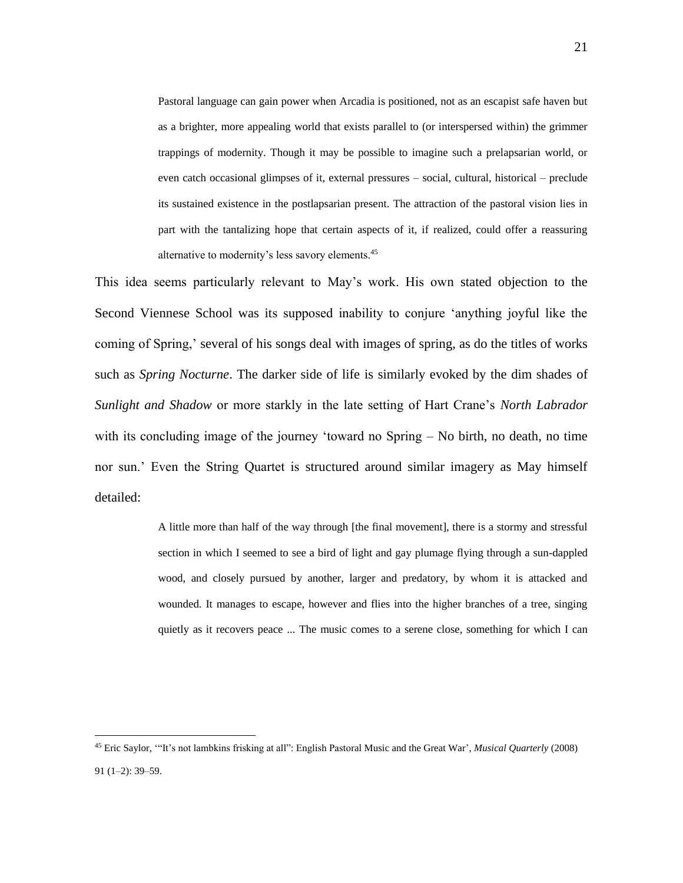> Pastoral language can gain power when Arcadia is positioned, not as an escapist safe haven but as a brighter, more appealing world that exists parallel to (or interspersed within) the grimmer trappings of modernity. Though it may be possible to imagine such a prelapsarian world, or even catch occasional glimpses of it, external pressures – social, cultural, historical – preclude its sustained existence in the postlapsarian present. The attraction of the pastoral vision lies in part with the tantalizing hope that certain aspects of it, if realized, could offer a reassuring alternative to modernity's less savory elements.[45]

This idea seems particularly relevant to May's work. His own stated objection to the Second Viennese School was its supposed inability to conjure 'anything joyful like the coming of Spring,' several of his songs deal with images of spring, as do the titles of works such as *Spring Nocturne*. The darker side of life is similarly evoked by the dim shades of *Sunlight and Shadow* or more starkly in the late setting of Hart Crane's *North Labrador* with its concluding image of the journey 'toward no Spring – No birth, no death, no time nor sun.' Even the String Quartet is structured around similar imagery as May himself detailed:

> A little more than half of the way through [the final movement], there is a stormy and stressful section in which I seemed to see a bird of light and gay plumage flying through a sun-dappled wood, and closely pursued by another, larger and predatory, by whom it is attacked and wounded. It manages to escape, however and flies into the higher branches of a tree, singing quietly as it recovers peace ... The music comes to a serene close, something for which I can

[45] Eric Saylor, '"It's not lambkins frisking at all": English Pastoral Music and the Great War', *Musical Quarterly* (2008) 91 (1–2): 39–59.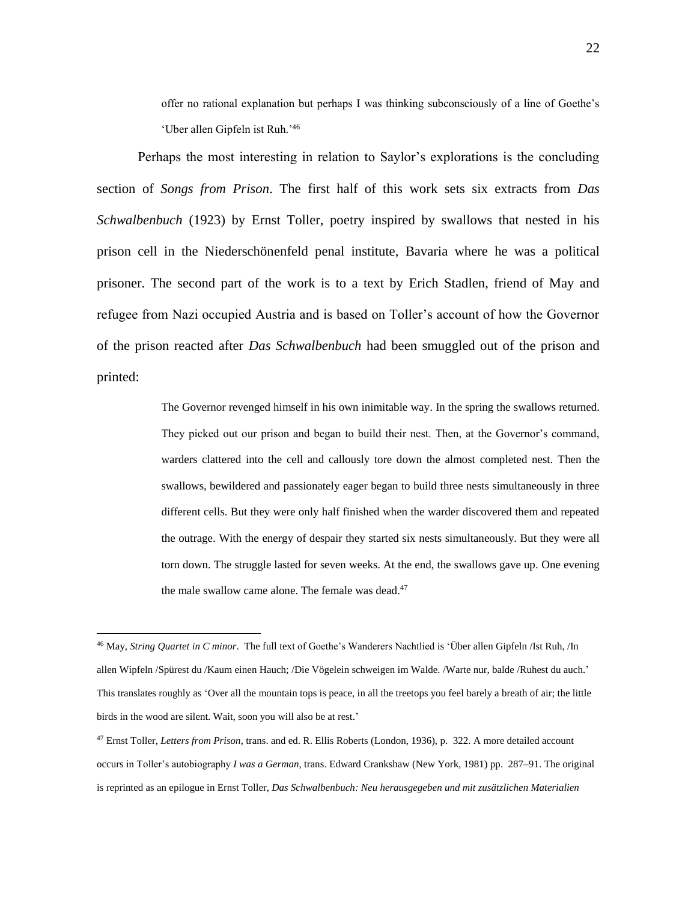offer no rational explanation but perhaps I was thinking subconsciously of a line of Goethe's 'Uber allen Gipfeln ist Ruh.'[46]

Perhaps the most interesting in relation to Saylor's explorations is the concluding section of *Songs from Prison*. The first half of this work sets six extracts from *Das Schwalbenbuch* (1923) by Ernst Toller, poetry inspired by swallows that nested in his prison cell in the Niederschönenfeld penal institute, Bavaria where he was a political prisoner. The second part of the work is to a text by Erich Stadlen, friend of May and refugee from Nazi occupied Austria and is based on Toller's account of how the Governor of the prison reacted after *Das Schwalbenbuch* had been smuggled out of the prison and printed:

> The Governor revenged himself in his own inimitable way. In the spring the swallows returned. They picked out our prison and began to build their nest. Then, at the Governor's command, warders clattered into the cell and callously tore down the almost completed nest. Then the swallows, bewildered and passionately eager began to build three nests simultaneously in three different cells. But they were only half finished when the warder discovered them and repeated the outrage. With the energy of despair they started six nests simultaneously. But they were all torn down. The struggle lasted for seven weeks. At the end, the swallows gave up. One evening the male swallow came alone. The female was dead.[47]

---

[46] May, *String Quartet in C minor*. The full text of Goethe's Wanderers Nachtlied is 'Über allen Gipfeln /Ist Ruh, /In allen Wipfeln /Spürest du /Kaum einen Hauch; /Die Vögelein schweigen im Walde. /Warte nur, balde /Ruhest du auch.' This translates roughly as 'Over all the mountain tops is peace, in all the treetops you feel barely a breath of air; the little birds in the wood are silent. Wait, soon you will also be at rest.'

[47] Ernst Toller, *Letters from Prison*, trans. and ed. R. Ellis Roberts (London, 1936), p. 322. A more detailed account occurs in Toller's autobiography *I was a German*, trans. Edward Crankshaw (New York, 1981) pp. 287–91. The original is reprinted as an epilogue in Ernst Toller, *Das Schwalbenbuch: Neu herausgegeben und mit zusätzlichen Materialien*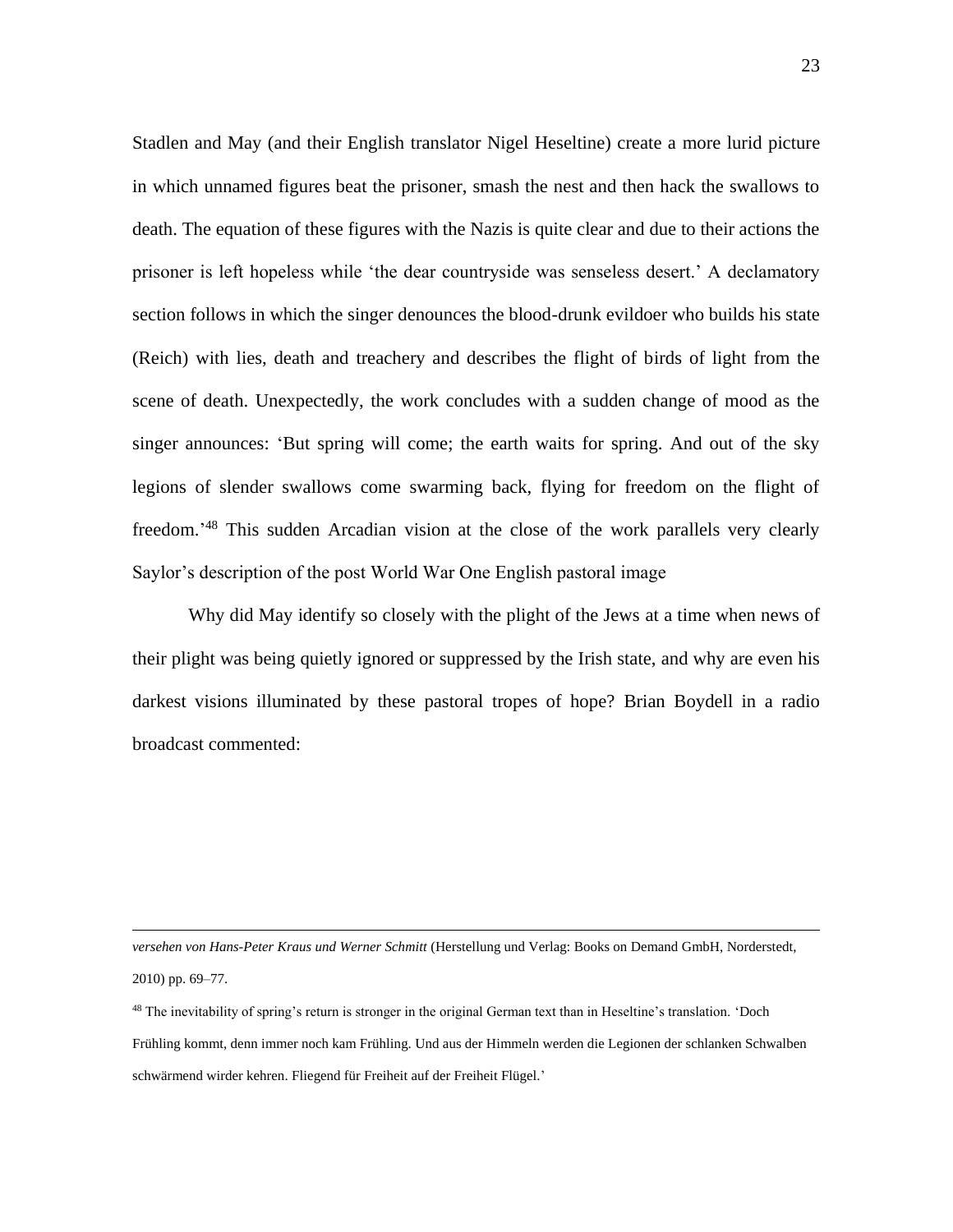Stadlen and May (and their English translator Nigel Heseltine) create a more lurid picture in which unnamed figures beat the prisoner, smash the nest and then hack the swallows to death. The equation of these figures with the Nazis is quite clear and due to their actions the prisoner is left hopeless while 'the dear countryside was senseless desert.' A declamatory section follows in which the singer denounces the blood-drunk evildoer who builds his state (Reich) with lies, death and treachery and describes the flight of birds of light from the scene of death. Unexpectedly, the work concludes with a sudden change of mood as the singer announces: 'But spring will come; the earth waits for spring. And out of the sky legions of slender swallows come swarming back, flying for freedom on the flight of freedom.'[48] This sudden Arcadian vision at the close of the work parallels very clearly Saylor's description of the post World War One English pastoral image

Why did May identify so closely with the plight of the Jews at a time when news of their plight was being quietly ignored or suppressed by the Irish state, and why are even his darkest visions illuminated by these pastoral tropes of hope? Brian Boydell in a radio broadcast commented:

---

*versehen von Hans-Peter Kraus und Werner Schmitt* (Herstellung und Verlag: Books on Demand GmbH, Norderstedt, 2010) pp. 69–77.

[48] The inevitability of spring's return is stronger in the original German text than in Heseltine's translation. 'Doch Frühling kommt, denn immer noch kam Frühling. Und aus der Himmeln werden die Legionen der schlanken Schwalben schwärmend wirder kehren. Fliegend für Freiheit auf der Freiheit Flügel.'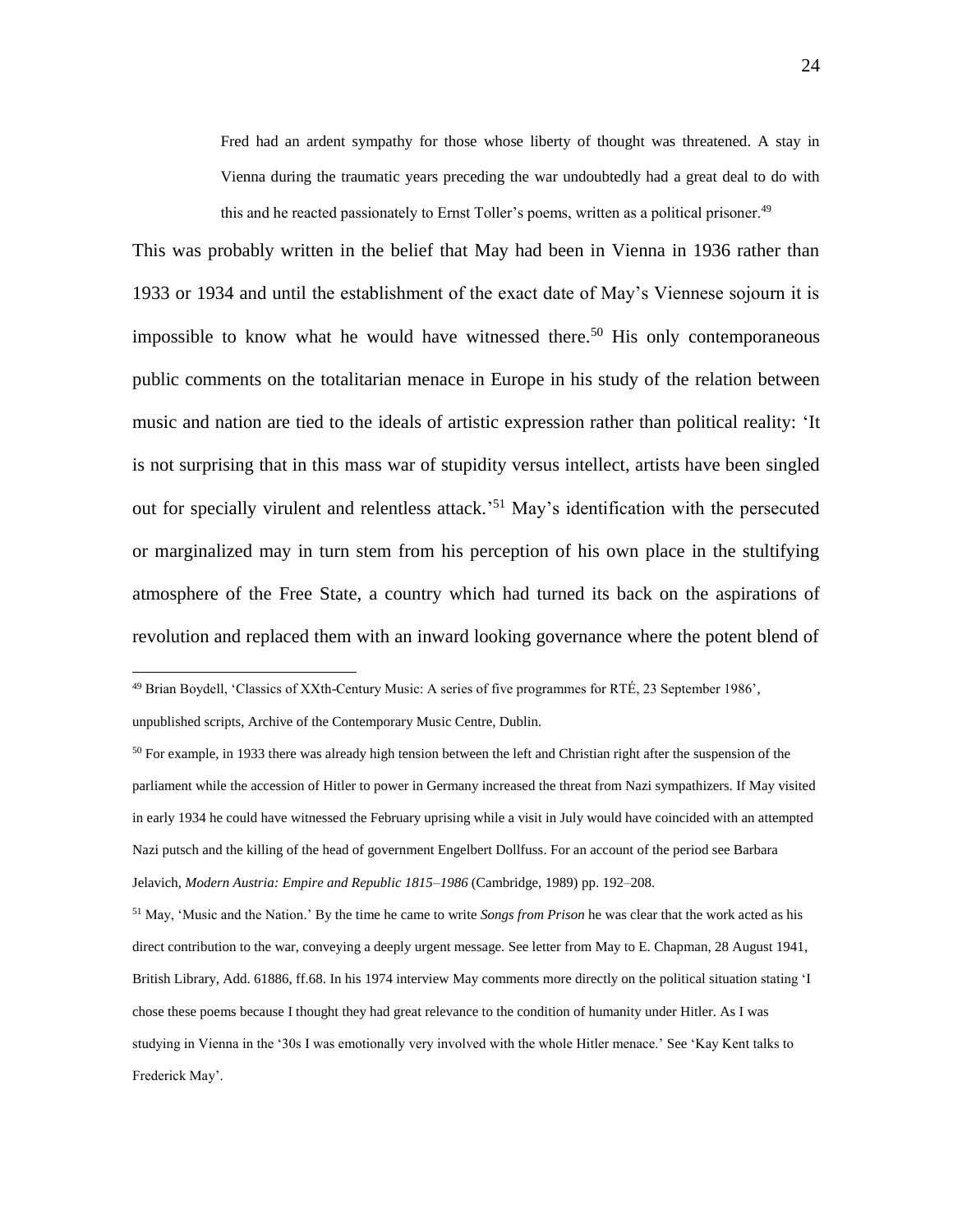> Fred had an ardent sympathy for those whose liberty of thought was threatened. A stay in Vienna during the traumatic years preceding the war undoubtedly had a great deal to do with this and he reacted passionately to Ernst Toller's poems, written as a political prisoner.[49]

This was probably written in the belief that May had been in Vienna in 1936 rather than 1933 or 1934 and until the establishment of the exact date of May's Viennese sojourn it is impossible to know what he would have witnessed there.[50] His only contemporaneous public comments on the totalitarian menace in Europe in his study of the relation between music and nation are tied to the ideals of artistic expression rather than political reality: 'It is not surprising that in this mass war of stupidity versus intellect, artists have been singled out for specially virulent and relentless attack.'[51] May's identification with the persecuted or marginalized may in turn stem from his perception of his own place in the stultifying atmosphere of the Free State, a country which had turned its back on the aspirations of revolution and replaced them with an inward looking governance where the potent blend of

---

[49] Brian Boydell, 'Classics of XXth-Century Music: A series of five programmes for RTÉ, 23 September 1986', unpublished scripts, Archive of the Contemporary Music Centre, Dublin.

[50] For example, in 1933 there was already high tension between the left and Christian right after the suspension of the parliament while the accession of Hitler to power in Germany increased the threat from Nazi sympathizers. If May visited in early 1934 he could have witnessed the February uprising while a visit in July would have coincided with an attempted Nazi putsch and the killing of the head of government Engelbert Dollfuss. For an account of the period see Barbara Jelavich, *Modern Austria: Empire and Republic 1815–1986* (Cambridge, 1989) pp. 192–208.

[51] May, 'Music and the Nation.' By the time he came to write *Songs from Prison* he was clear that the work acted as his direct contribution to the war, conveying a deeply urgent message. See letter from May to E. Chapman, 28 August 1941, British Library, Add. 61886, ff.68. In his 1974 interview May comments more directly on the political situation stating 'I chose these poems because I thought they had great relevance to the condition of humanity under Hitler. As I was studying in Vienna in the '30s I was emotionally very involved with the whole Hitler menace.' See 'Kay Kent talks to Frederick May'.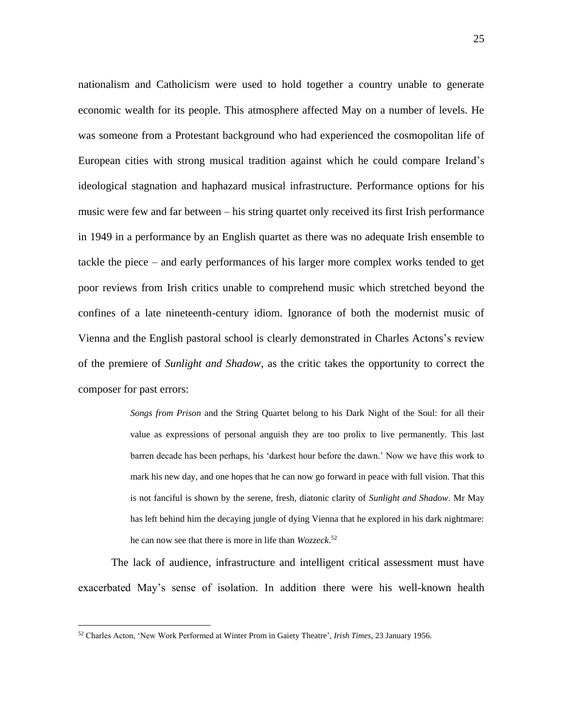nationalism and Catholicism were used to hold together a country unable to generate economic wealth for its people. This atmosphere affected May on a number of levels. He was someone from a Protestant background who had experienced the cosmopolitan life of European cities with strong musical tradition against which he could compare Ireland's ideological stagnation and haphazard musical infrastructure. Performance options for his music were few and far between – his string quartet only received its first Irish performance in 1949 in a performance by an English quartet as there was no adequate Irish ensemble to tackle the piece – and early performances of his larger more complex works tended to get poor reviews from Irish critics unable to comprehend music which stretched beyond the confines of a late nineteenth-century idiom. Ignorance of both the modernist music of Vienna and the English pastoral school is clearly demonstrated in Charles Actons's review of the premiere of *Sunlight and Shadow*, as the critic takes the opportunity to correct the composer for past errors:

> *Songs from Prison* and the String Quartet belong to his Dark Night of the Soul: for all their value as expressions of personal anguish they are too prolix to live permanently. This last barren decade has been perhaps, his 'darkest hour before the dawn.' Now we have this work to mark his new day, and one hopes that he can now go forward in peace with full vision. That this is not fanciful is shown by the serene, fresh, diatonic clarity of *Sunlight and Shadow*. Mr May has left behind him the decaying jungle of dying Vienna that he explored in his dark nightmare: he can now see that there is more in life than *Wozzeck*.[52]

The lack of audience, infrastructure and intelligent critical assessment must have exacerbated May's sense of isolation. In addition there were his well-known health

[52] Charles Acton, 'New Work Performed at Winter Prom in Gaiety Theatre', *Irish Times*, 23 January 1956.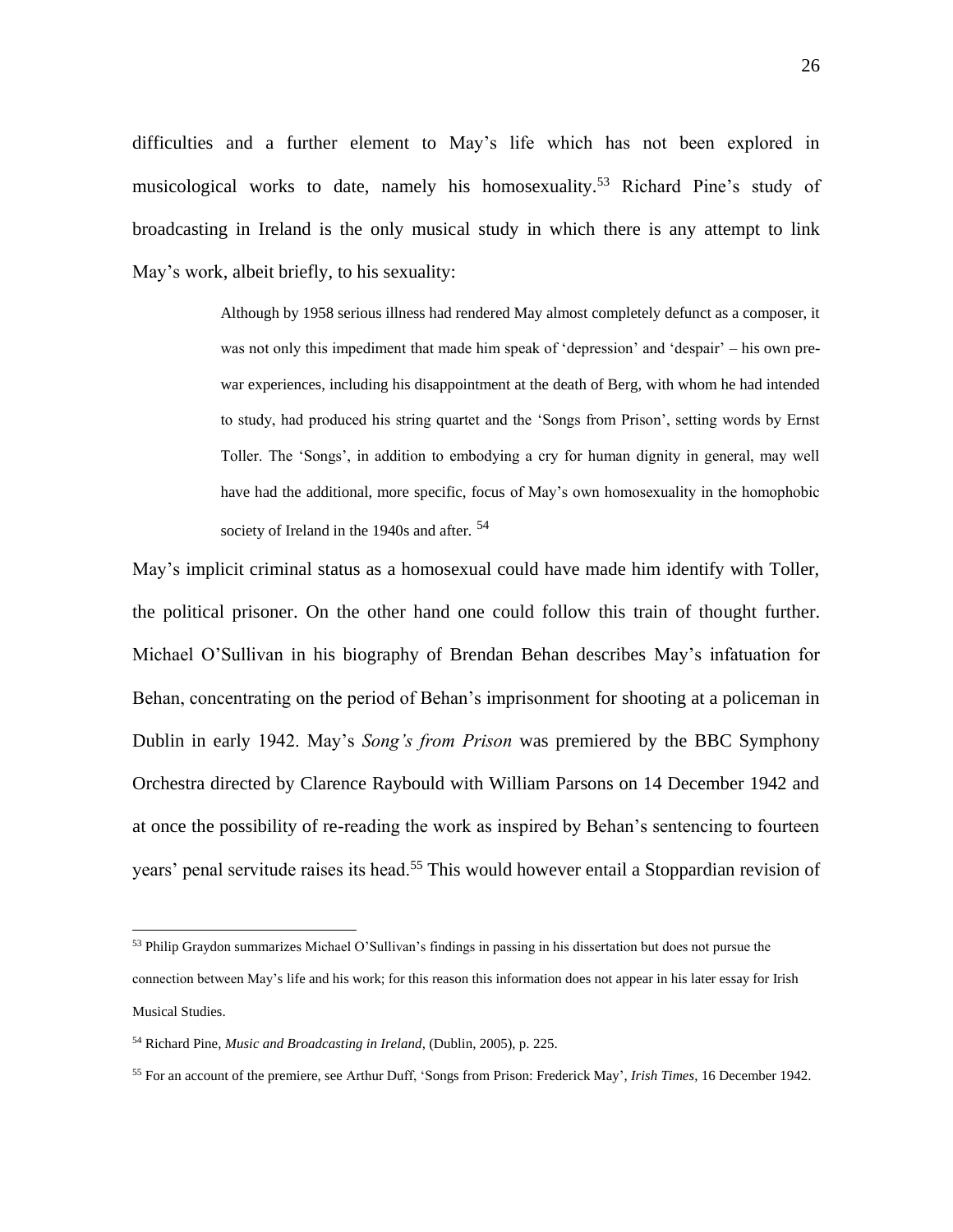difficulties and a further element to May's life which has not been explored in musicological works to date, namely his homosexuality.[53] Richard Pine's study of broadcasting in Ireland is the only musical study in which there is any attempt to link May's work, albeit briefly, to his sexuality:

> Although by 1958 serious illness had rendered May almost completely defunct as a composer, it was not only this impediment that made him speak of 'depression' and 'despair' – his own pre-war experiences, including his disappointment at the death of Berg, with whom he had intended to study, had produced his string quartet and the 'Songs from Prison', setting words by Ernst Toller. The 'Songs', in addition to embodying a cry for human dignity in general, may well have had the additional, more specific, focus of May's own homosexuality in the homophobic society of Ireland in the 1940s and after. [54]

May's implicit criminal status as a homosexual could have made him identify with Toller, the political prisoner. On the other hand one could follow this train of thought further. Michael O'Sullivan in his biography of Brendan Behan describes May's infatuation for Behan, concentrating on the period of Behan's imprisonment for shooting at a policeman in Dublin in early 1942. May's *Song's from Prison* was premiered by the BBC Symphony Orchestra directed by Clarence Raybould with William Parsons on 14 December 1942 and at once the possibility of re-reading the work as inspired by Behan's sentencing to fourteen years' penal servitude raises its head.[55] This would however entail a Stoppardian revision of

---

[53] Philip Graydon summarizes Michael O'Sullivan's findings in passing in his dissertation but does not pursue the connection between May's life and his work; for this reason this information does not appear in his later essay for Irish Musical Studies.

[54] Richard Pine, *Music and Broadcasting in Ireland*, (Dublin, 2005), p. 225.

[55] For an account of the premiere, see Arthur Duff, 'Songs from Prison: Frederick May', *Irish Times*, 16 December 1942.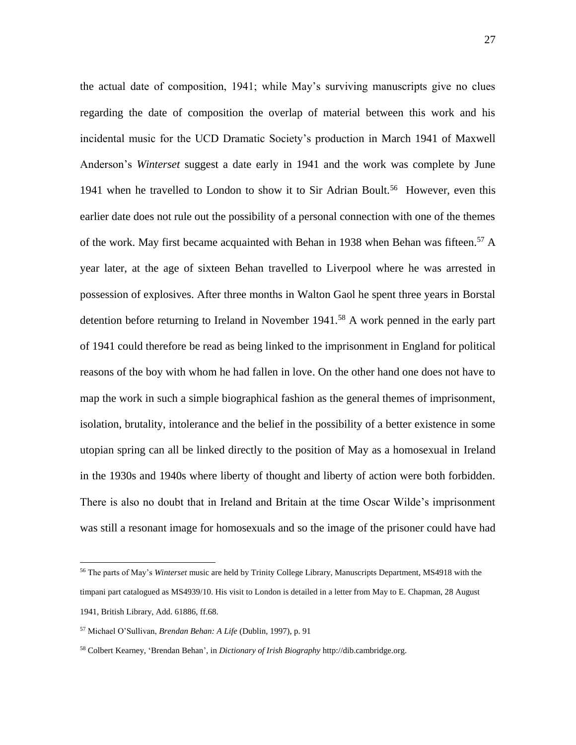the actual date of composition, 1941; while May's surviving manuscripts give no clues regarding the date of composition the overlap of material between this work and his incidental music for the UCD Dramatic Society's production in March 1941 of Maxwell Anderson's *Winterset* suggest a date early in 1941 and the work was complete by June 1941 when he travelled to London to show it to Sir Adrian Boult.[56] However, even this earlier date does not rule out the possibility of a personal connection with one of the themes of the work. May first became acquainted with Behan in 1938 when Behan was fifteen.[57] A year later, at the age of sixteen Behan travelled to Liverpool where he was arrested in possession of explosives. After three months in Walton Gaol he spent three years in Borstal detention before returning to Ireland in November 1941.[58] A work penned in the early part of 1941 could therefore be read as being linked to the imprisonment in England for political reasons of the boy with whom he had fallen in love. On the other hand one does not have to map the work in such a simple biographical fashion as the general themes of imprisonment, isolation, brutality, intolerance and the belief in the possibility of a better existence in some utopian spring can all be linked directly to the position of May as a homosexual in Ireland in the 1930s and 1940s where liberty of thought and liberty of action were both forbidden. There is also no doubt that in Ireland and Britain at the time Oscar Wilde's imprisonment was still a resonant image for homosexuals and so the image of the prisoner could have had

---

[56] The parts of May's *Winterset* music are held by Trinity College Library, Manuscripts Department, MS4918 with the timpani part catalogued as MS4939/10. His visit to London is detailed in a letter from May to E. Chapman, 28 August 1941, British Library, Add. 61886, ff.68.

[57] Michael O'Sullivan, *Brendan Behan: A Life* (Dublin, 1997), p. 91

[58] Colbert Kearney, 'Brendan Behan', in *Dictionary of Irish Biography* http://dib.cambridge.org.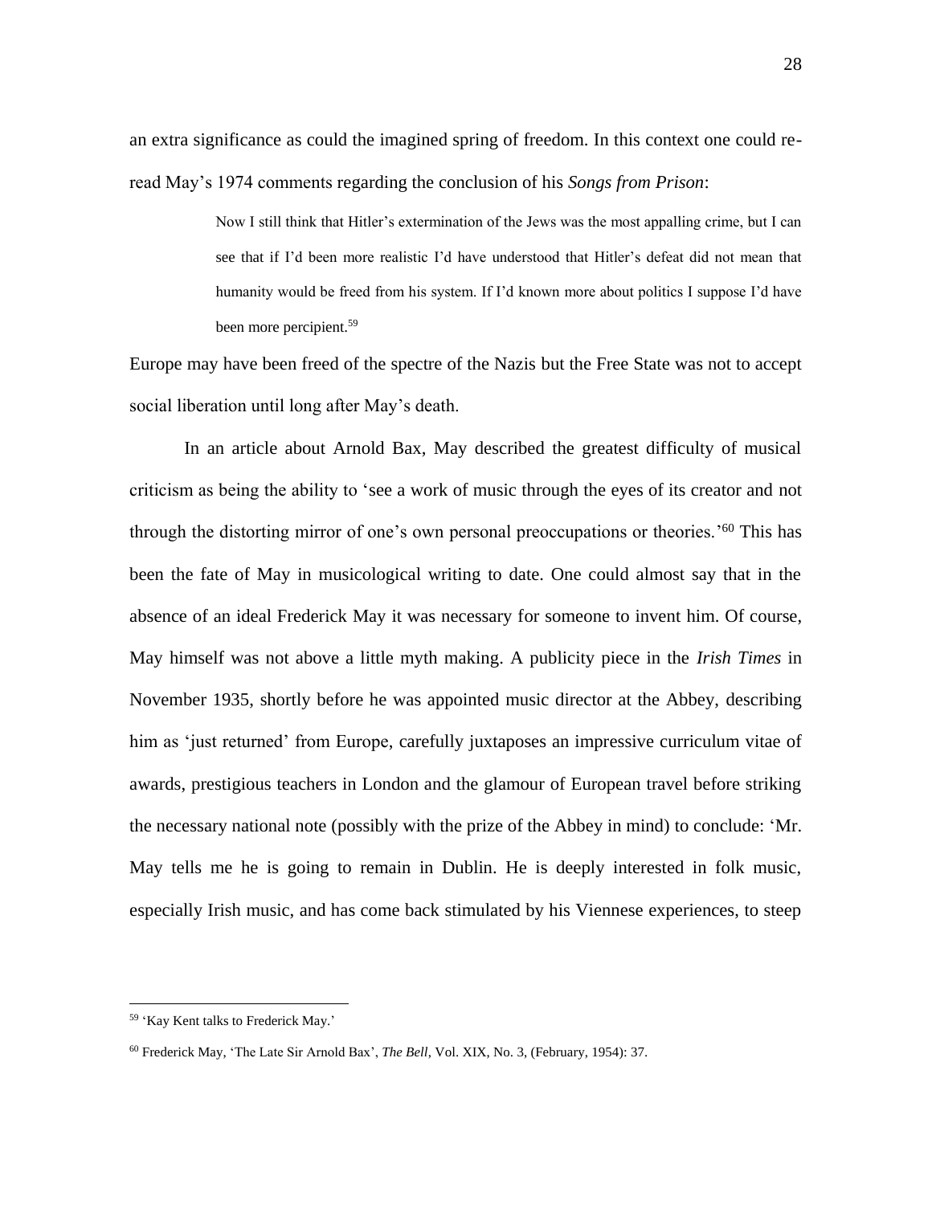an extra significance as could the imagined spring of freedom. In this context one could re-read May's 1974 comments regarding the conclusion of his *Songs from Prison*:

> Now I still think that Hitler's extermination of the Jews was the most appalling crime, but I can see that if I'd been more realistic I'd have understood that Hitler's defeat did not mean that humanity would be freed from his system. If I'd known more about politics I suppose I'd have been more percipient.[59]

Europe may have been freed of the spectre of the Nazis but the Free State was not to accept social liberation until long after May's death.

In an article about Arnold Bax, May described the greatest difficulty of musical criticism as being the ability to 'see a work of music through the eyes of its creator and not through the distorting mirror of one's own personal preoccupations or theories.'[60] This has been the fate of May in musicological writing to date. One could almost say that in the absence of an ideal Frederick May it was necessary for someone to invent him. Of course, May himself was not above a little myth making. A publicity piece in the *Irish Times* in November 1935, shortly before he was appointed music director at the Abbey, describing him as 'just returned' from Europe, carefully juxtaposes an impressive curriculum vitae of awards, prestigious teachers in London and the glamour of European travel before striking the necessary national note (possibly with the prize of the Abbey in mind) to conclude: 'Mr. May tells me he is going to remain in Dublin. He is deeply interested in folk music, especially Irish music, and has come back stimulated by his Viennese experiences, to steep

---

[59] 'Kay Kent talks to Frederick May.'

[60] Frederick May, 'The Late Sir Arnold Bax', *The Bell*, Vol. XIX, No. 3, (February, 1954): 37.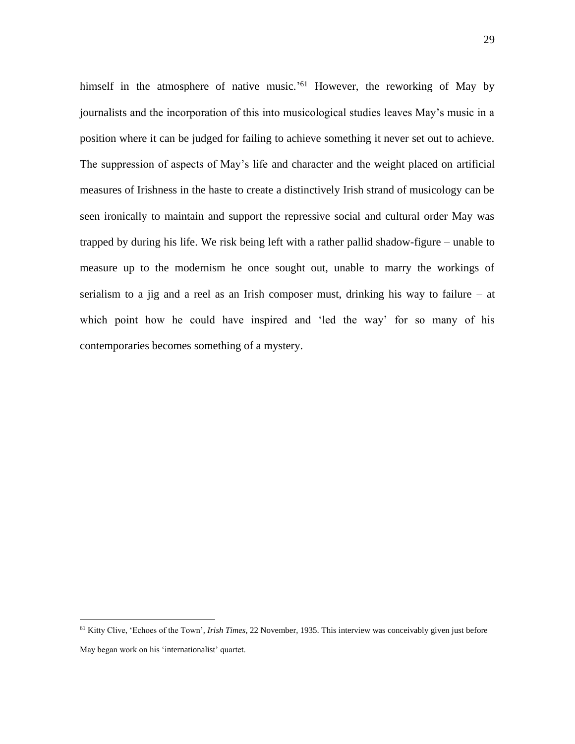himself in the atmosphere of native music.'[61] However, the reworking of May by journalists and the incorporation of this into musicological studies leaves May's music in a position where it can be judged for failing to achieve something it never set out to achieve. The suppression of aspects of May's life and character and the weight placed on artificial measures of Irishness in the haste to create a distinctively Irish strand of musicology can be seen ironically to maintain and support the repressive social and cultural order May was trapped by during his life. We risk being left with a rather pallid shadow-figure – unable to measure up to the modernism he once sought out, unable to marry the workings of serialism to a jig and a reel as an Irish composer must, drinking his way to failure – at which point how he could have inspired and 'led the way' for so many of his contemporaries becomes something of a mystery.

[61] Kitty Clive, 'Echoes of the Town', *Irish Times*, 22 November, 1935. This interview was conceivably given just before May began work on his 'internationalist' quartet.